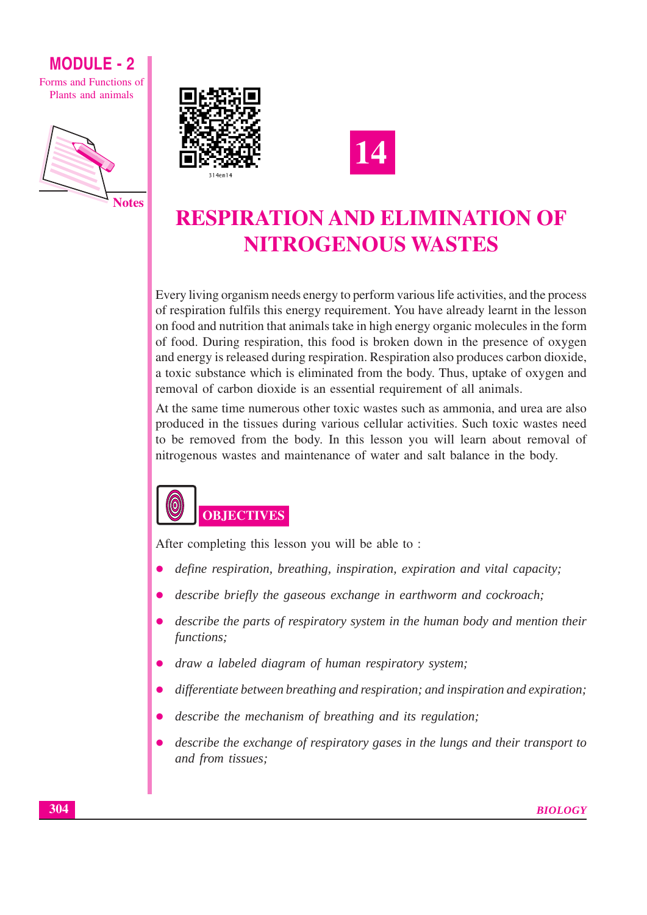# 14

# RESPIRATION AND ELIMINATION OF NITROGENOUS WASTES

Every living organism needs energy to perform various life activities, and the process of respiration fulfils this energy requirement. You have already learnt in the lesson on food and nutrition that animals take in high energy organic molecules in the form of food. During respiration, this food is broken down in the presence of oxygen and energy is released during respiration. Respiration also produces carbon dioxide, a toxic substance which is eliminated from the body. Thus, uptake of oxygen and removal of carbon dioxide is an essential requirement of all animals.

At the same time numerous other toxic wastes such as ammonia, and urea are also produced in the tissues during various cellular activities. Such toxic wastes need to be removed from the body. In this lesson you will learn about removal of nitrogenous wastes and maintenance of water and salt balance in the body.

## OBJECTIVES

After completing this lesson you will be able to :

- *define respiration, breathing, inspiration, expiration and vital capacity;*
- *describe briefly the gaseous exchange in earthworm and cockroach;*
- *describe the parts of respiratory system in the human body and mention their functions;*
- *draw a labeled diagram of human respiratory system;*
- *differentiate between breathing and respiration; and inspiration and expiration;*
- *describe the mechanism of breathing and its regulation;*
- *describe the exchange of respiratory gases in the lungs and their transport to and from tissues;*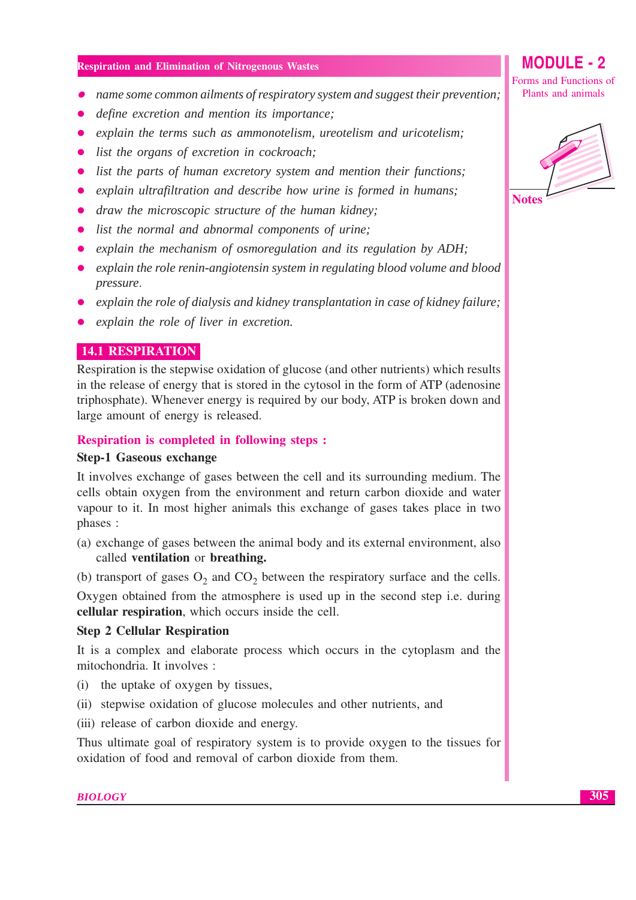- *name some common ailments of respiratory system and suggest their prevention;*
- *define excretion and mention its importance;*
- *explain the terms such as ammonotelism, ureotelism and uricotelism;*
- *list the organs of excretion in cockroach;*
- *list the parts of human excretory system and mention their functions;*
- *explain ultrafiltration and describe how urine is formed in humans;*
- *draw the microscopic structure of the human kidney;*
- *list the normal and abnormal components of urine;*
- *explain the mechanism of osmoregulation and its regulation by ADH;*
- *explain the role renin-angiotensin system in regulating blood volume and blood pressure.*
- *explain the role of dialysis and kidney transplantation in case of kidney failure;*
- *explain the role of liver in excretion.*

## 14.1 RESPIRATION

Respiration is the stepwise oxidation of glucose (and other nutrients) which results in the release of energy that is stored in the cytosol in the form of ATP (adenosine triphosphate). Whenever energy is required by our body, ATP is broken down and large amount of energy is released.

### Respiration is completed in following steps :

**Step-1 Gaseous exchange**

It involves exchange of gases between the cell and its surrounding medium. The cells obtain oxygen from the environment and return carbon dioxide and water vapour to it. In most higher animals this exchange of gases takes place in two phases :

(a) exchange of gases between the animal body and its external environment, also called **ventilation** or **breathing.**

(b) transport of gases $O_2$ and $CO_2$ between the respiratory surface and the cells.

Oxygen obtained from the atmosphere is used up in the second step i.e. during **cellular respiration**, which occurs inside the cell.

**Step 2 Cellular Respiration**

It is a complex and elaborate process which occurs in the cytoplasm and the mitochondria. It involves :

(i) the uptake of oxygen by tissues,

(ii) stepwise oxidation of glucose molecules and other nutrients, and

(iii) release of carbon dioxide and energy.

Thus ultimate goal of respiratory system is to provide oxygen to the tissues for oxidation of food and removal of carbon dioxide from them.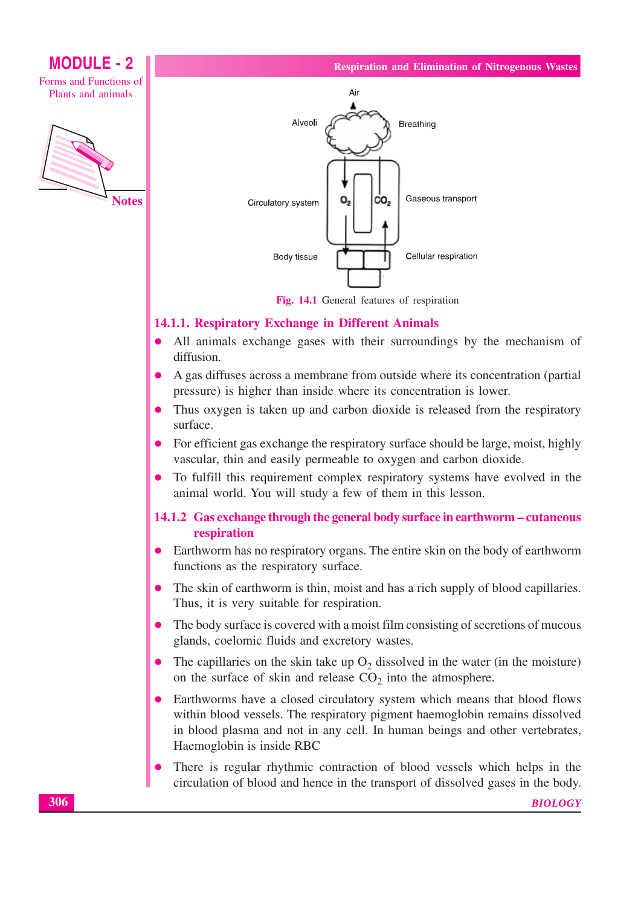Fig. 14.1 General features of respiration

### 14.1.1. Respiratory Exchange in Different Animals

- All animals exchange gases with their surroundings by the mechanism of diffusion.
- A gas diffuses across a membrane from outside where its concentration (partial pressure) is higher than inside where its concentration is lower.
- Thus oxygen is taken up and carbon dioxide is released from the respiratory surface.
- For efficient gas exchange the respiratory surface should be large, moist, highly vascular, thin and easily permeable to oxygen and carbon dioxide.
- To fulfill this requirement complex respiratory systems have evolved in the animal world. You will study a few of them in this lesson.

### 14.1.2 Gas exchange through the general body surface in earthworm – cutaneous respiration

- Earthworm has no respiratory organs. The entire skin on the body of earthworm functions as the respiratory surface.
- The skin of earthworm is thin, moist and has a rich supply of blood capillaries. Thus, it is very suitable for respiration.
- The body surface is covered with a moist film consisting of secretions of mucous glands, coelomic fluids and excretory wastes.
- The capillaries on the skin take up $O_2$ dissolved in the water (in the moisture) on the surface of skin and release $CO_2$ into the atmosphere.
- Earthworms have a closed circulatory system which means that blood flows within blood vessels. The respiratory pigment haemoglobin remains dissolved in blood plasma and not in any cell. In human beings and other vertebrates, Haemoglobin is inside RBC
- There is regular rhythmic contraction of blood vessels which helps in the circulation of blood and hence in the transport of dissolved gases in the body.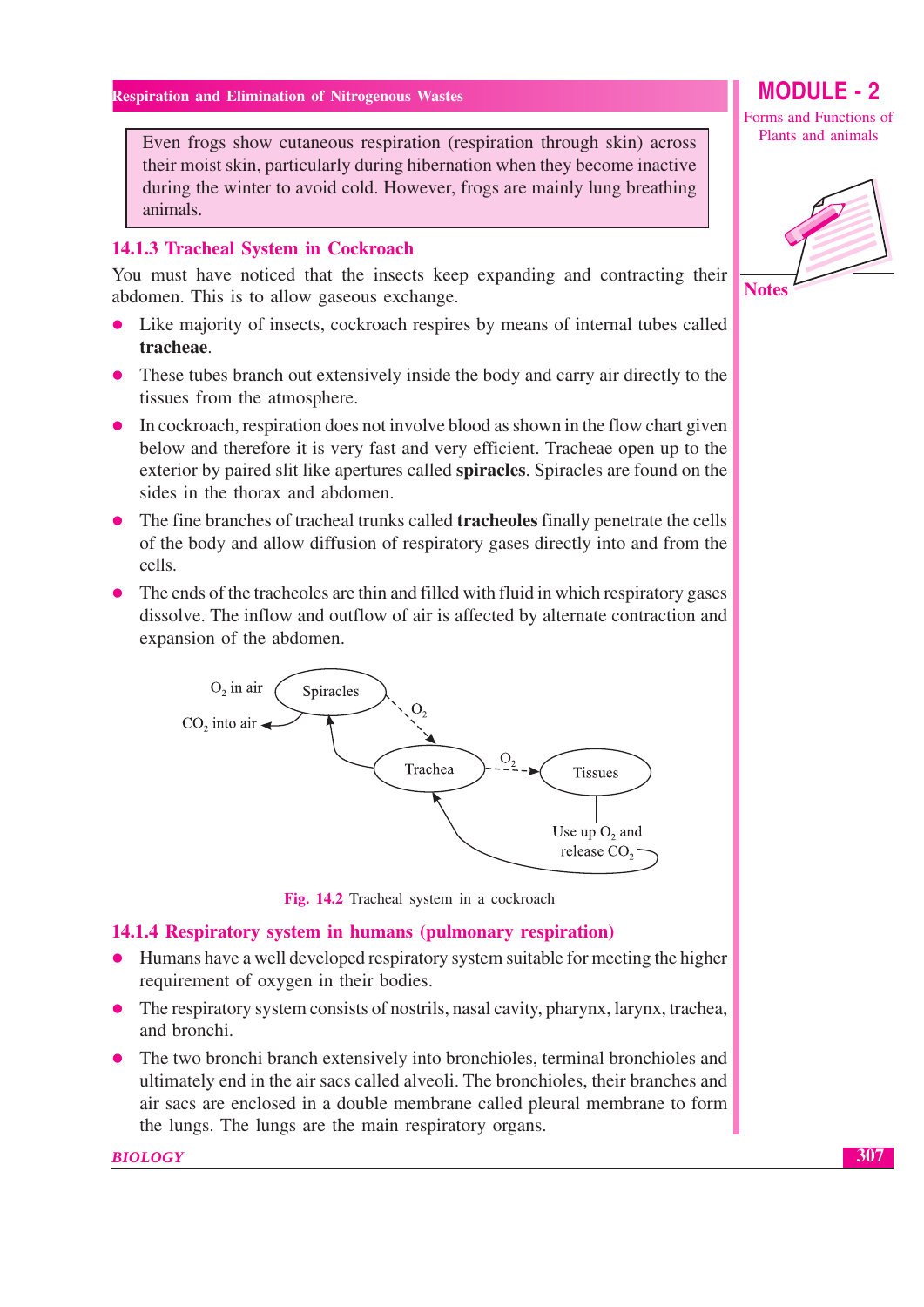Even frogs show cutaneous respiration (respiration through skin) across their moist skin, particularly during hibernation when they become inactive during the winter to avoid cold. However, frogs are mainly lung breathing animals.

### 14.1.3 Tracheal System in Cockroach

You must have noticed that the insects keep expanding and contracting their abdomen. This is to allow gaseous exchange.

- Like majority of insects, cockroach respires by means of internal tubes called **tracheae**.
- These tubes branch out extensively inside the body and carry air directly to the tissues from the atmosphere.
- In cockroach, respiration does not involve blood as shown in the flow chart given below and therefore it is very fast and very efficient. Tracheae open up to the exterior by paired slit like apertures called **spiracles**. Spiracles are found on the sides in the thorax and abdomen.
- The fine branches of tracheal trunks called **tracheoles** finally penetrate the cells of the body and allow diffusion of respiratory gases directly into and from the cells.
- The ends of the tracheoles are thin and filled with fluid in which respiratory gases dissolve. The inflow and outflow of air is affected by alternate contraction and expansion of the abdomen.

$O_2$ in air → Spiracles → $O_2$ → Trachea → $O_2$ → Tissues → Use up $O_2$ and release $CO_2$ → Trachea → Spiracles → $CO_2$ into air

**Fig. 14.2** Tracheal system in a cockroach

### 14.1.4 Respiratory system in humans (pulmonary respiration)

- Humans have a well developed respiratory system suitable for meeting the higher requirement of oxygen in their bodies.
- The respiratory system consists of nostrils, nasal cavity, pharynx, larynx, trachea, and bronchi.
- The two bronchi branch extensively into bronchioles, terminal bronchioles and ultimately end in the air sacs called alveoli. The bronchioles, their branches and air sacs are enclosed in a double membrane called pleural membrane to form the lungs. The lungs are the main respiratory organs.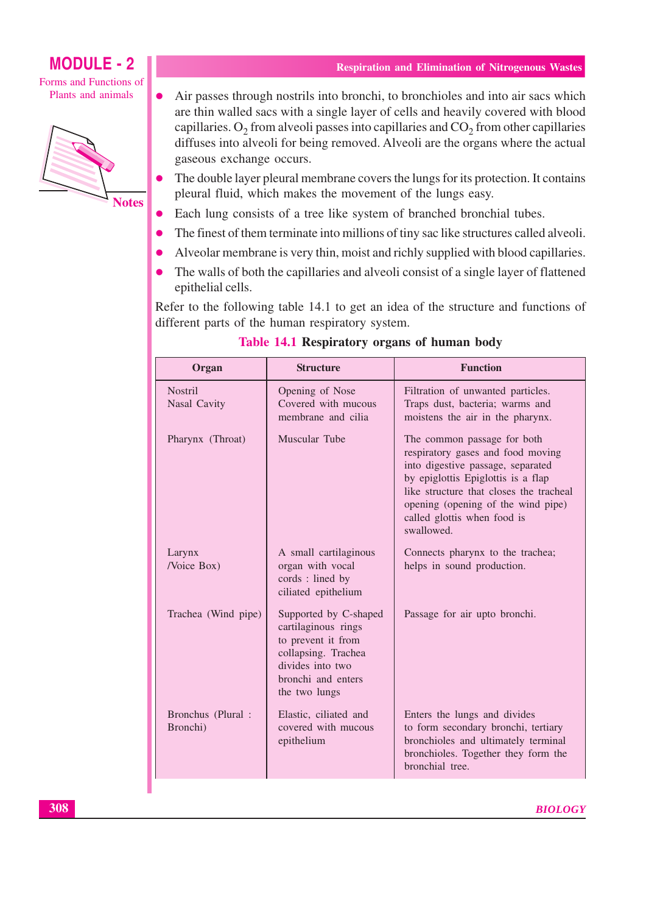- Air passes through nostrils into bronchi, to bronchioles and into air sacs which are thin walled sacs with a single layer of cells and heavily covered with blood capillaries. $O_2$ from alveoli passes into capillaries and $CO_2$ from other capillaries diffuses into alveoli for being removed. Alveoli are the organs where the actual gaseous exchange occurs.
- The double layer pleural membrane covers the lungs for its protection. It contains pleural fluid, which makes the movement of the lungs easy.
- Each lung consists of a tree like system of branched bronchial tubes.
- The finest of them terminate into millions of tiny sac like structures called alveoli.
- Alveolar membrane is very thin, moist and richly supplied with blood capillaries.
- The walls of both the capillaries and alveoli consist of a single layer of flattened epithelial cells.

Refer to the following table 14.1 to get an idea of the structure and functions of different parts of the human respiratory system.

**Table 14.1 Respiratory organs of human body**

| Organ | Structure | Function |
|---|---|---|
| Nostril Nasal Cavity | Opening of Nose Covered with mucous membrane and cilia | Filtration of unwanted particles. Traps dust, bacteria; warms and moistens the air in the pharynx. |
| Pharynx (Throat) | Muscular Tube | The common passage for both respiratory gases and food moving into digestive passage, separated by epiglottis Epiglottis is a flap like structure that closes the tracheal opening (opening of the wind pipe) called glottis when food is swallowed. |
| Larynx /Voice Box) | A small cartilaginous organ with vocal cords : lined by ciliated epithelium | Connects pharynx to the trachea; helps in sound production. |
| Trachea (Wind pipe) | Supported by C-shaped cartilaginous rings to prevent it from collapsing. Trachea divides into two bronchi and enters the two lungs | Passage for air upto bronchi. |
| Bronchus (Plural : Bronchi) | Elastic, ciliated and covered with mucous epithelium | Enters the lungs and divides to form secondary bronchi, tertiary bronchioles and ultimately terminal bronchioles. Together they form the bronchial tree. |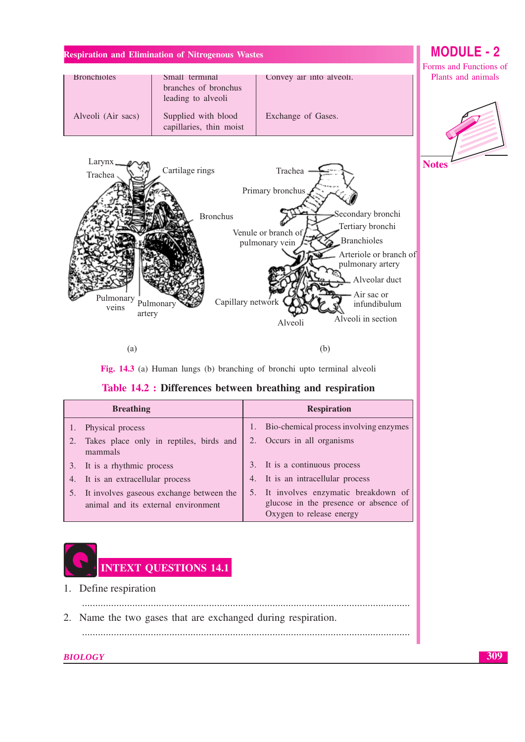| | | |
|---|---|---|
| Bronchioles | Small terminal branches of bronchus leading to alveoli | Convey air into alveoli. |
| Alveoli (Air sacs) | Supplied with blood capillaries, thin moist | Exchange of Gases. |

Larynx, Trachea, Cartilage rings, Bronchus, Pulmonary veins, Pulmonary artery

Trachea, Primary bronchus, Secondary bronchi, Tertiary bronchi, Venule or branch of pulmonary vein, Branchioles, Arteriole or branch of pulmonary artery, Alveolar duct, Air sac or infundibulum, Capillary network, Alveoli in section, Alveoli

(a) (b)

**Fig. 14.3** (a) Human lungs (b) branching of bronchi upto terminal alveoli

**Table 14.2 : Differences between breathing and respiration**

| Breathing | Respiration |
|---|---|
| 1. Physical process | 1. Bio-chemical process involving enzymes |
| 2. Takes place only in reptiles, birds and mammals | 2. Occurs in all organisms |
| 3. It is a rhythmic process | 3. It is a continuous process |
| 4. It is an extracellular process | 4. It is an intracellular process |
| 5. It involves gaseous exchange between the animal and its external environment | 5. It involves enzymatic breakdown of glucose in the presence or absence of Oxygen to release energy |

## INTEXT QUESTIONS 14.1

1. Define respiration

   ..........................................................................................................................

2. Name the two gases that are exchanged during respiration.

   ..........................................................................................................................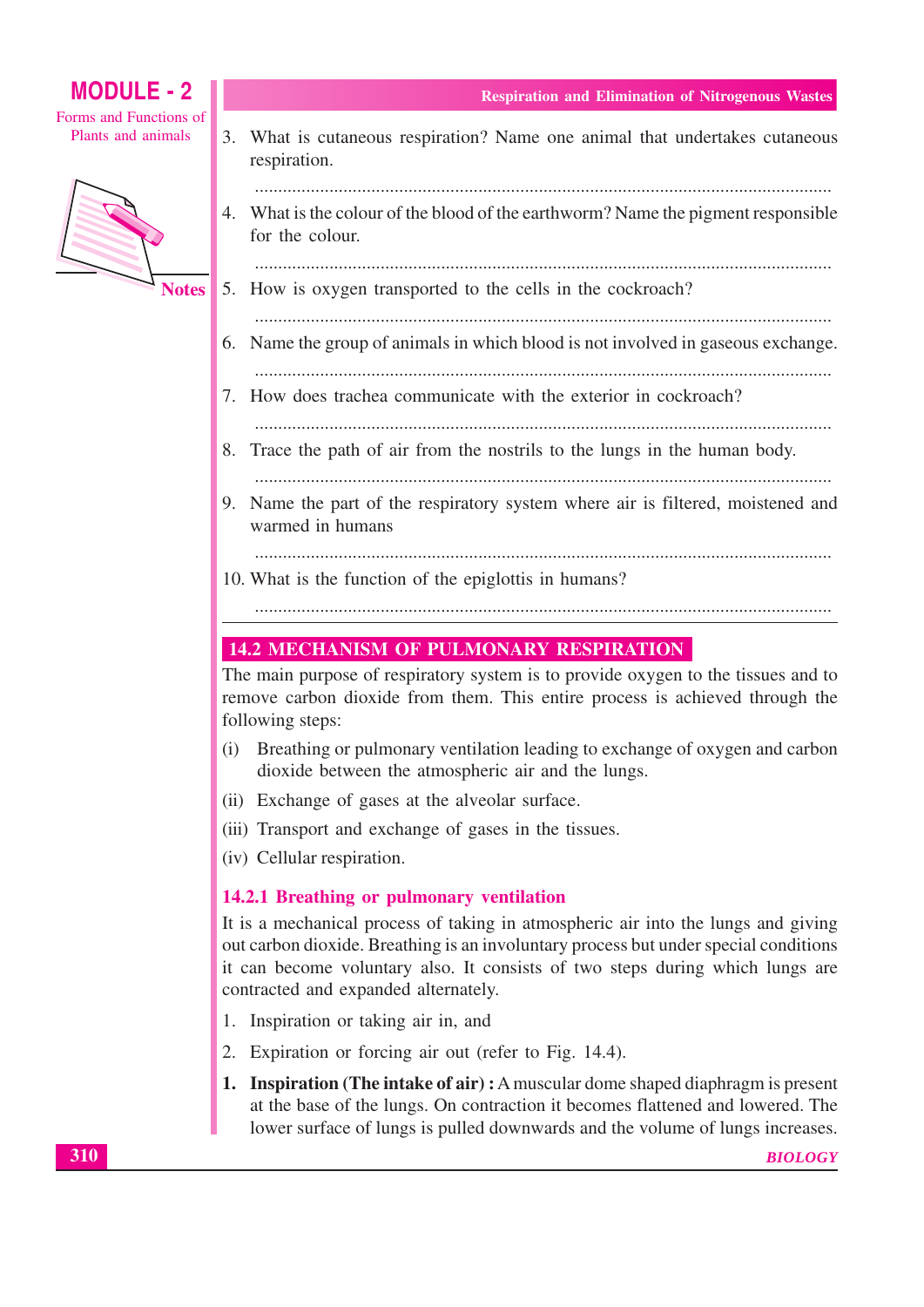3. What is cutaneous respiration? Name one animal that undertakes cutaneous respiration.

   ..........................................................................................................................

4. What is the colour of the blood of the earthworm? Name the pigment responsible for the colour.

   ..........................................................................................................................

5. How is oxygen transported to the cells in the cockroach?

   ..........................................................................................................................

6. Name the group of animals in which blood is not involved in gaseous exchange.

   ..........................................................................................................................

7. How does trachea communicate with the exterior in cockroach?

   ..........................................................................................................................

8. Trace the path of air from the nostrils to the lungs in the human body.

   ..........................................................................................................................

9. Name the part of the respiratory system where air is filtered, moistened and warmed in humans

   ..........................................................................................................................

10. What is the function of the epiglottis in humans?

    ..........................................................................................................................

## 14.2 MECHANISM OF PULMONARY RESPIRATION

The main purpose of respiratory system is to provide oxygen to the tissues and to remove carbon dioxide from them. This entire process is achieved through the following steps:

(i) Breathing or pulmonary ventilation leading to exchange of oxygen and carbon dioxide between the atmospheric air and the lungs.

(ii) Exchange of gases at the alveolar surface.

(iii) Transport and exchange of gases in the tissues.

(iv) Cellular respiration.

### 14.2.1 Breathing or pulmonary ventilation

It is a mechanical process of taking in atmospheric air into the lungs and giving out carbon dioxide. Breathing is an involuntary process but under special conditions it can become voluntary also. It consists of two steps during which lungs are contracted and expanded alternately.

1. Inspiration or taking air in, and
2. Expiration or forcing air out (refer to Fig. 14.4).

1. **Inspiration (The intake of air) :** A muscular dome shaped diaphragm is present at the base of the lungs. On contraction it becomes flattened and lowered. The lower surface of lungs is pulled downwards and the volume of lungs increases.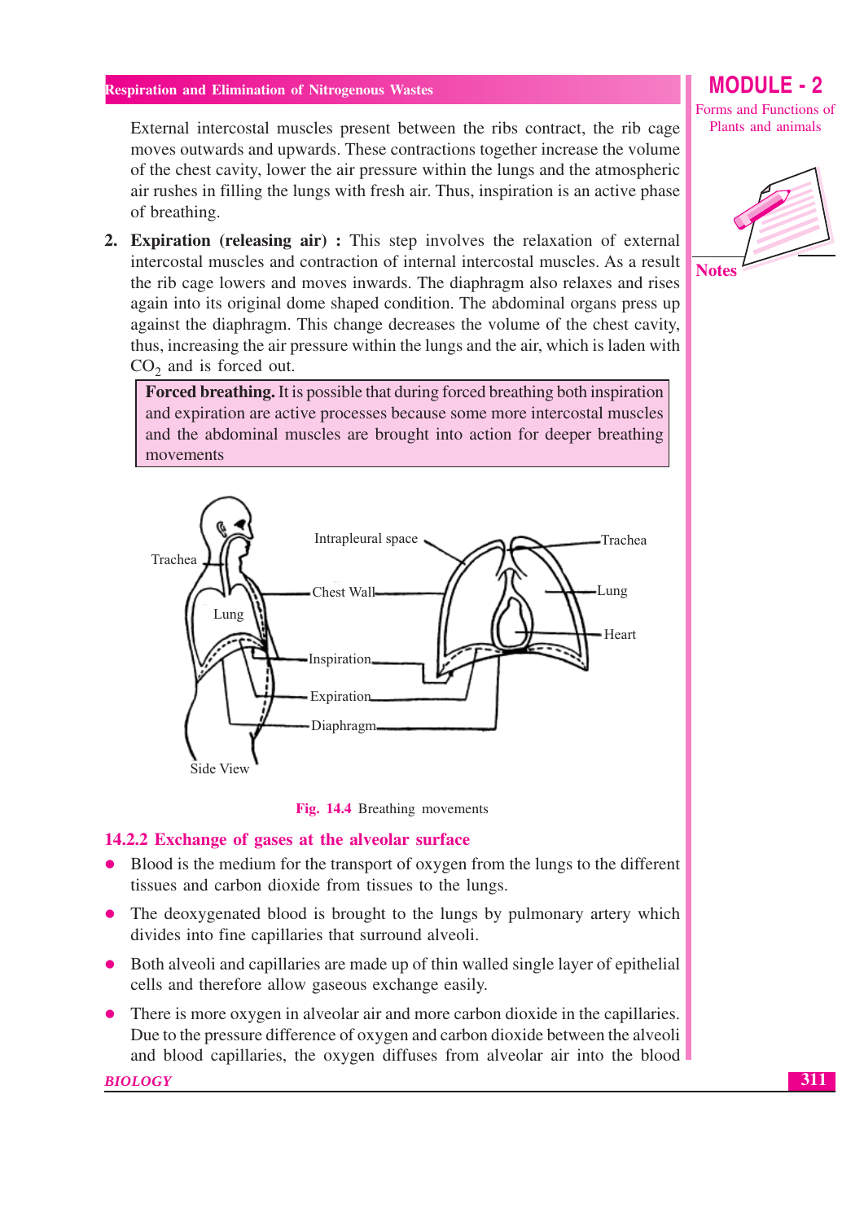External intercostal muscles present between the ribs contract, the rib cage moves outwards and upwards. These contractions together increase the volume of the chest cavity, lower the air pressure within the lungs and the atmospheric air rushes in filling the lungs with fresh air. Thus, inspiration is an active phase of breathing.

2. **Expiration (releasing air) :** This step involves the relaxation of external intercostal muscles and contraction of internal intercostal muscles. As a result the rib cage lowers and moves inwards. The diaphragm also relaxes and rises again into its original dome shaped condition. The abdominal organs press up against the diaphragm. This change decreases the volume of the chest cavity, thus, increasing the air pressure within the lungs and the air, which is laden with $CO_2$ and is forced out.

> **Forced breathing.** It is possible that during forced breathing both inspiration and expiration are active processes because some more intercostal muscles and the abdominal muscles are brought into action for deeper breathing movements

Fig. 14.4 Breathing movements

## 14.2.2 Exchange of gases at the alveolar surface

- Blood is the medium for the transport of oxygen from the lungs to the different tissues and carbon dioxide from tissues to the lungs.
- The deoxygenated blood is brought to the lungs by pulmonary artery which divides into fine capillaries that surround alveoli.
- Both alveoli and capillaries are made up of thin walled single layer of epithelial cells and therefore allow gaseous exchange easily.
- There is more oxygen in alveolar air and more carbon dioxide in the capillaries. Due to the pressure difference of oxygen and carbon dioxide between the alveoli and blood capillaries, the oxygen diffuses from alveolar air into the blood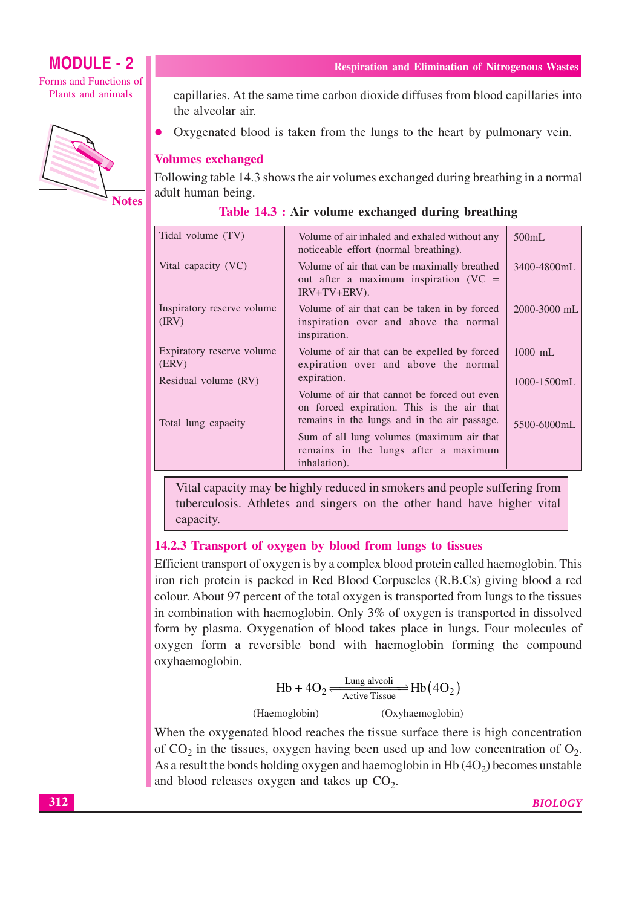capillaries. At the same time carbon dioxide diffuses from blood capillaries into the alveolar air.

- Oxygenated blood is taken from the lungs to the heart by pulmonary vein.

### Volumes exchanged

Following table 14.3 shows the air volumes exchanged during breathing in a normal adult human being.

**Table 14.3 : Air volume exchanged during breathing**

| | | |
|---|---|---|
| Tidal volume (TV) | Volume of air inhaled and exhaled without any noticeable effort (normal breathing). | 500mL |
| Vital capacity (VC) | Volume of air that can be maximally breathed out after a maximum inspiration (VC = IRV+TV+ERV). | 3400-4800mL |
| Inspiratory reserve volume (IRV) | Volume of air that can be taken in by forced inspiration over and above the normal inspiration. | 2000-3000 mL |
| Expiratory reserve volume (ERV) | Volume of air that can be expelled by forced expiration over and above the normal expiration. | 1000 mL |
| Residual volume (RV) | Volume of air that cannot be forced out even on forced expiration. This is the air that remains in the lungs and in the air passage. | 1000-1500mL |
| Total lung capacity | Sum of all lung volumes (maximum air that remains in the lungs after a maximum inhalation). | 5500-6000mL |

> Vital capacity may be highly reduced in smokers and people suffering from tuberculosis. Athletes and singers on the other hand have higher vital capacity.

### 14.2.3 Transport of oxygen by blood from lungs to tissues

Efficient transport of oxygen is by a complex blood protein called haemoglobin. This iron rich protein is packed in Red Blood Corpuscles (R.B.Cs) giving blood a red colour. About 97 percent of the total oxygen is transported from lungs to the tissues in combination with haemoglobin. Only 3% of oxygen is transported in dissolved form by plasma. Oxygenation of blood takes place in lungs. Four molecules of oxygen form a reversible bond with haemoglobin forming the compound oxyhaemoglobin.

$$\underset{\text{(Haemoglobin)}}{Hb} + 4O_2 \underset{\text{Active Tissue}}{\overset{\text{Lung alveoli}}{\rightleftharpoons}} \underset{\text{(Oxyhaemoglobin)}}{Hb(4O_2)}$$

When the oxygenated blood reaches the tissue surface there is high concentration of $CO_2$ in the tissues, oxygen having been used up and low concentration of $O_2$. As a result the bonds holding oxygen and haemoglobin in $Hb(4O_2)$ becomes unstable and blood releases oxygen and takes up $CO_2$.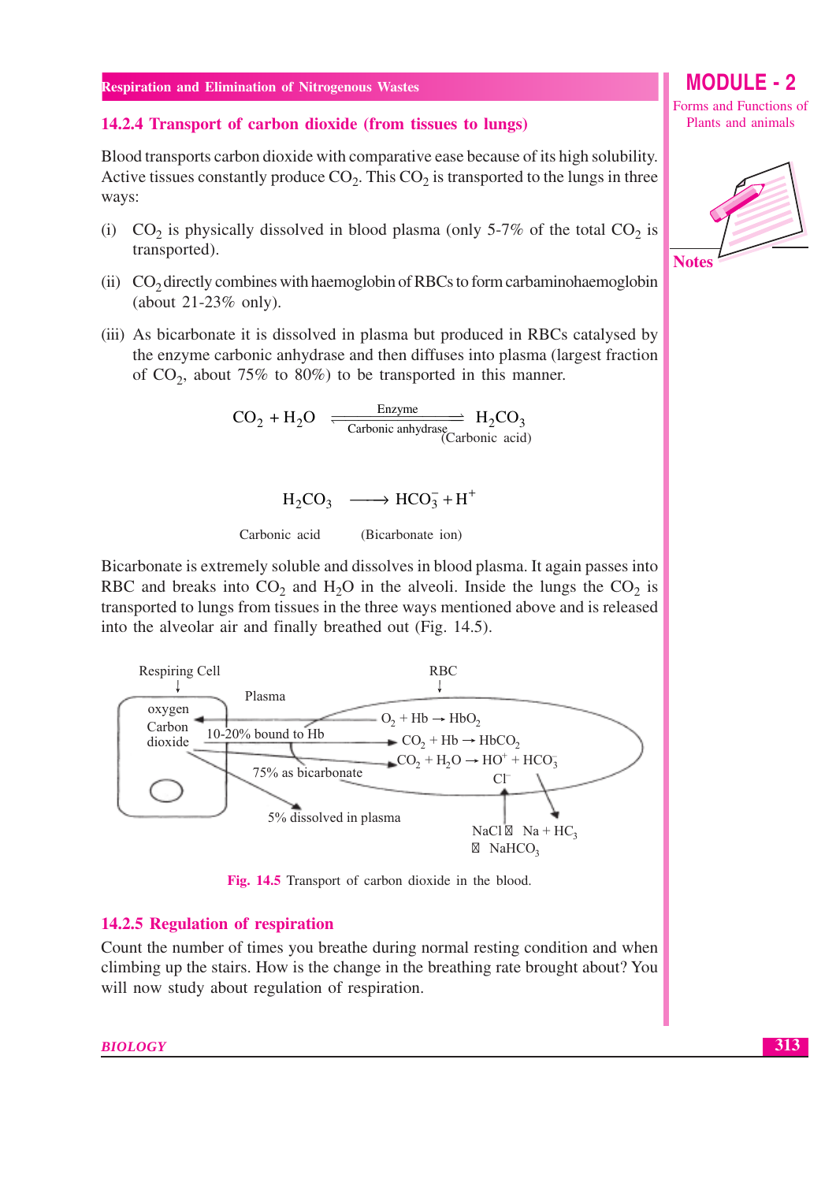### 14.2.4 Transport of carbon dioxide (from tissues to lungs)

Blood transports carbon dioxide with comparative ease because of its high solubility. Active tissues constantly produce $CO_2$. This $CO_2$ is transported to the lungs in three ways:

(i) $CO_2$ is physically dissolved in blood plasma (only 5-7% of the total $CO_2$ is transported).

(ii) $CO_2$ directly combines with haemoglobin of RBCs to form carbaminohaemoglobin (about 21-23% only).

(iii) As bicarbonate it is dissolved in plasma but produced in RBCs catalysed by the enzyme carbonic anhydrase and then diffuses into plasma (largest fraction of $CO_2$, about 75% to 80%) to be transported in this manner.

$$CO_2 + H_2O \underset{\text{Carbonic anhydrase}}{\overset{\text{Enzyme}}{\rightleftharpoons}} \underset{\text{(Carbonic acid)}}{H_2CO_3}$$

$$\underset{\text{Carbonic acid}}{H_2CO_3} \longrightarrow \underset{\text{(Bicarbonate ion)}}{HCO_3^- + H^+}$$

Bicarbonate is extremely soluble and dissolves in blood plasma. It again passes into RBC and breaks into $CO_2$ and $H_2O$ in the alveoli. Inside the lungs the $CO_2$ is transported to lungs from tissues in the three ways mentioned above and is released into the alveolar air and finally breathed out (Fig. 14.5).

Respiring Cell: oxygen, Carbon dioxide — Plasma — RBC

10-20% bound to Hb; 75% as bicarbonate; 5% dissolved in plasma

$O_2 + Hb \rightarrow HbO_2$

$CO_2 + Hb \rightarrow HbCO_2$

$CO_2 + H_2O \rightarrow HO^+ + HCO_3^-$

$Cl^-$

NaCl ⇌ Na + $HC_3$

⇌ $NaHCO_3$

**Fig. 14.5** Transport of carbon dioxide in the blood.

### 14.2.5 Regulation of respiration

Count the number of times you breathe during normal resting condition and when climbing up the stairs. How is the change in the breathing rate brought about? You will now study about regulation of respiration.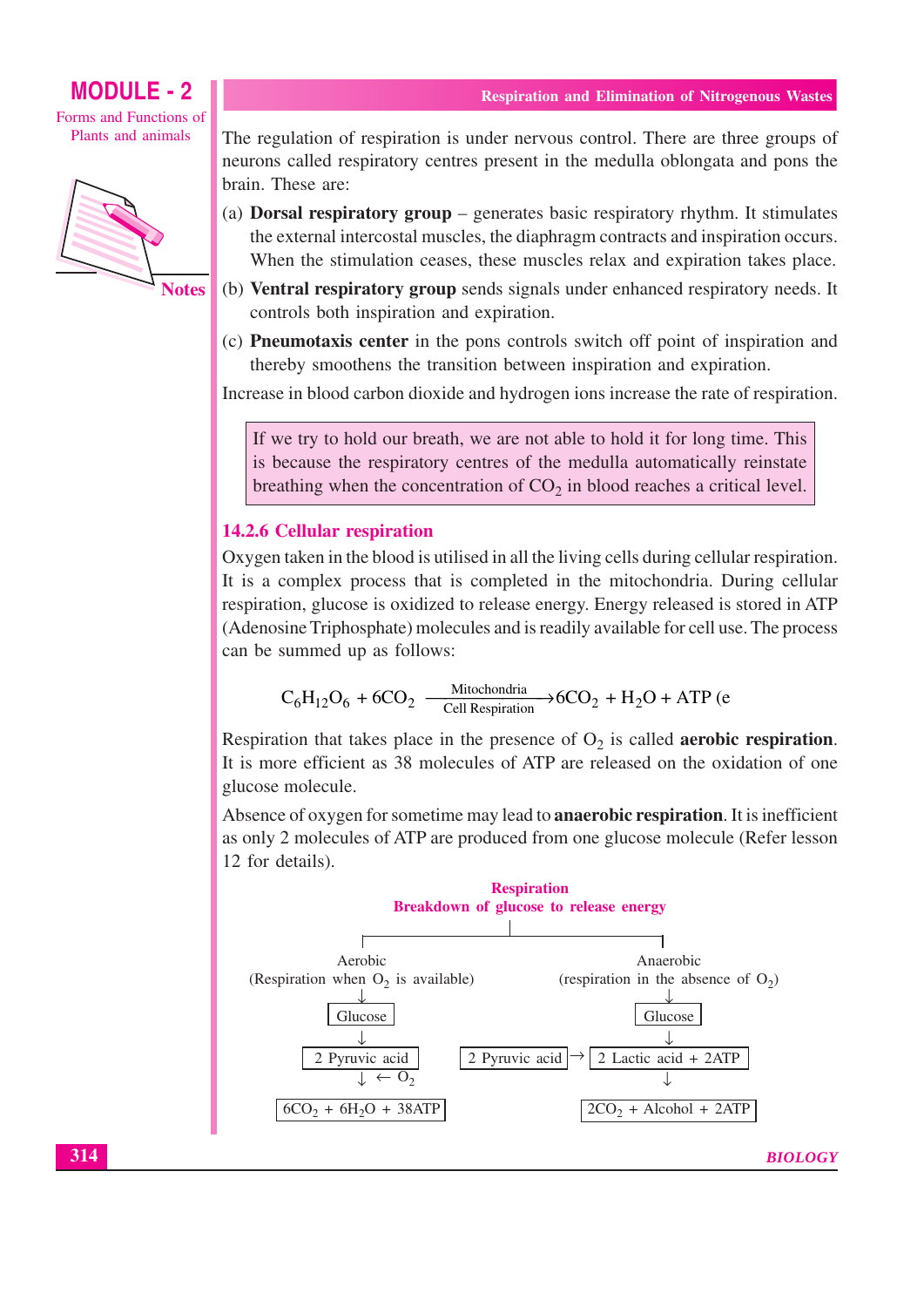The regulation of respiration is under nervous control. There are three groups of neurons called respiratory centres present in the medulla oblongata and pons the brain. These are:

(a) **Dorsal respiratory group** – generates basic respiratory rhythm. It stimulates the external intercostal muscles, the diaphragm contracts and inspiration occurs. When the stimulation ceases, these muscles relax and expiration takes place.

(b) **Ventral respiratory group** sends signals under enhanced respiratory needs. It controls both inspiration and expiration.

(c) **Pneumotaxis center** in the pons controls switch off point of inspiration and thereby smoothens the transition between inspiration and expiration.

Increase in blood carbon dioxide and hydrogen ions increase the rate of respiration.

> If we try to hold our breath, we are not able to hold it for long time. This is because the respiratory centres of the medulla automatically reinstate breathing when the concentration of $CO_2$ in blood reaches a critical level.

### 14.2.6 Cellular respiration

Oxygen taken in the blood is utilised in all the living cells during cellular respiration. It is a complex process that is completed in the mitochondria. During cellular respiration, glucose is oxidized to release energy. Energy released is stored in ATP (Adenosine Triphosphate) molecules and is readily available for cell use. The process can be summed up as follows:

$$C_6H_{12}O_6 + 6CO_2 \xrightarrow[\text{Cell Respiration}]{\text{Mitochondria}} 6CO_2 + H_2O + ATP \text{ (e}$$

Respiration that takes place in the presence of $O_2$ is called **aerobic respiration**. It is more efficient as 38 molecules of ATP are released on the oxidation of one glucose molecule.

Absence of oxygen for sometime may lead to **anaerobic respiration**. It is inefficient as only 2 molecules of ATP are produced from one glucose molecule (Refer lesson 12 for details).

**Respiration**
**Breakdown of glucose to release energy**

Aerobic (Respiration when $O_2$ is available)
↓
Glucose
↓
2 Pyruvic acid
↓ ← $O_2$
$6CO_2$ + $6H_2O$ + 38ATP

Anaerobic (respiration in the absence of $O_2$)
↓
Glucose
↓
2 Pyruvic acid → 2 Lactic acid + 2ATP
↓
$2CO_2$ + Alcohol + 2ATP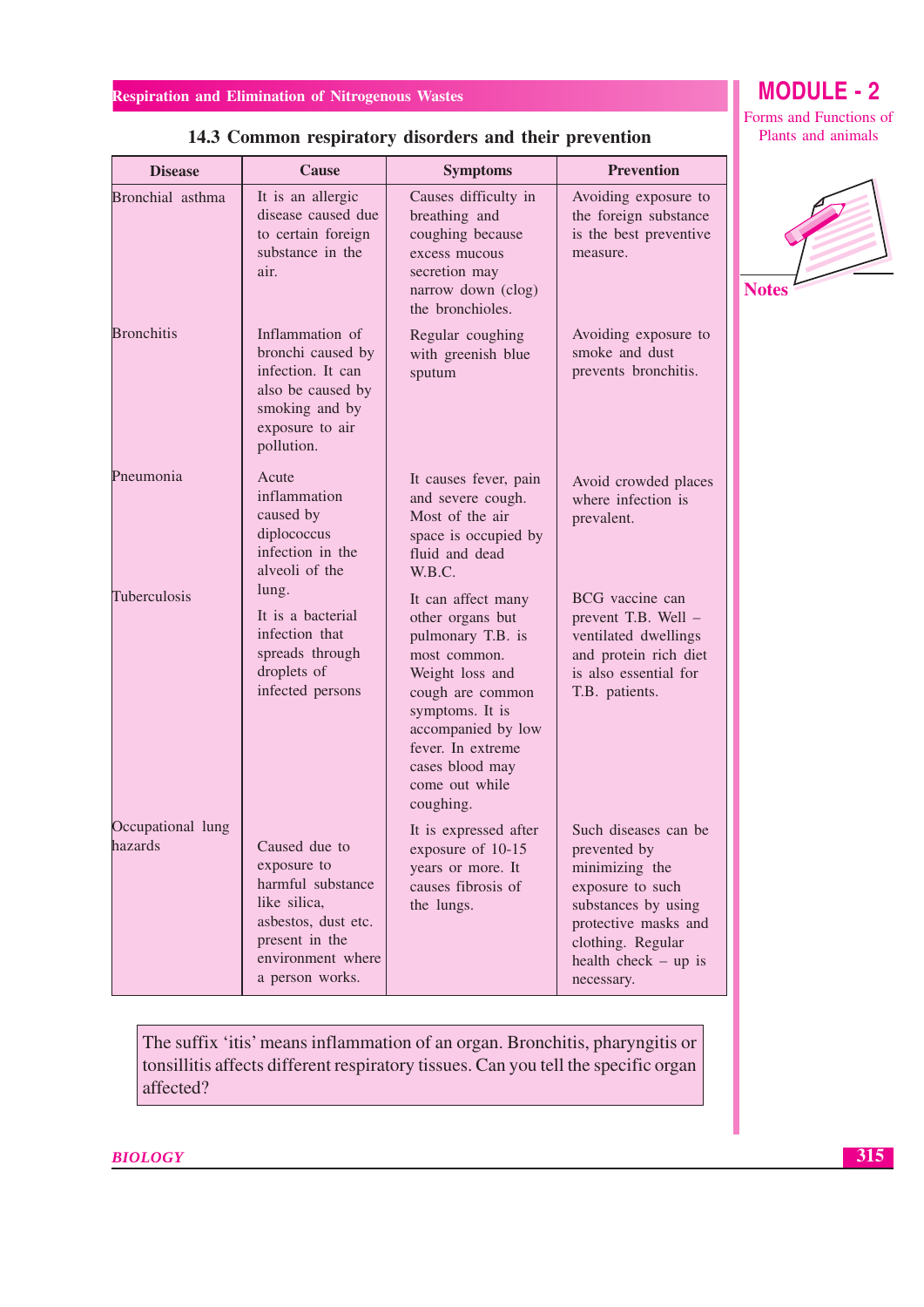### 14.3 Common respiratory disorders and their prevention

| Disease | Cause | Symptoms | Prevention |
|---|---|---|---|
| Bronchial asthma | It is an allergic disease caused due to certain foreign substance in the air. | Causes difficulty in breathing and coughing because excess mucous secretion may narrow down (clog) the bronchioles. | Avoiding exposure to the foreign substance is the best preventive measure. |
| Bronchitis | Inflammation of bronchi caused by infection. It can also be caused by smoking and by exposure to air pollution. | Regular coughing with greenish blue sputum | Avoiding exposure to smoke and dust prevents bronchitis. |
| Pneumonia | Acute inflammation caused by diplococcus infection in the alveoli of the lung. | It causes fever, pain and severe cough. Most of the air space is occupied by fluid and dead W.B.C. | Avoid crowded places where infection is prevalent. |
| Tuberculosis | It is a bacterial infection that spreads through droplets of infected persons | It can affect many other organs but pulmonary T.B. is most common. Weight loss and cough are common symptoms. It is accompanied by low fever. In extreme cases blood may come out while coughing. | BCG vaccine can prevent T.B. Well – ventilated dwellings and protein rich diet is also essential for T.B. patients. |
| Occupational lung hazards | Caused due to exposure to harmful substance like silica, asbestos, dust etc. present in the environment where a person works. | It is expressed after exposure of 10-15 years or more. It causes fibrosis of the lungs. | Such diseases can be prevented by minimizing the exposure to such substances by using protective masks and clothing. Regular health check – up is necessary. |

> The suffix 'itis' means inflammation of an organ. Bronchitis, pharyngitis or tonsillitis affects different respiratory tissues. Can you tell the specific organ affected?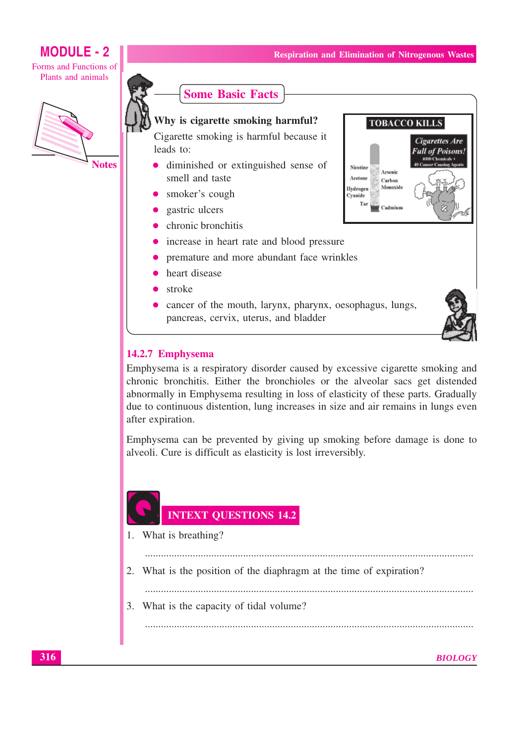## Some Basic Facts

**Why is cigarette smoking harmful?**

Cigarette smoking is harmful because it leads to:

- diminished or extinguished sense of smell and taste
- smoker's cough
- gastric ulcers
- chronic bronchitis
- increase in heart rate and blood pressure
- premature and more abundant face wrinkles
- heart disease
- stroke
- cancer of the mouth, larynx, pharynx, oesophagus, lungs, pancreas, cervix, uterus, and bladder

### 14.2.7 Emphysema

Emphysema is a respiratory disorder caused by excessive cigarette smoking and chronic bronchitis. Either the bronchioles or the alveolar sacs get distended abnormally in Emphysema resulting in loss of elasticity of these parts. Gradually due to continuous distention, lung increases in size and air remains in lungs even after expiration.

Emphysema can be prevented by giving up smoking before damage is done to alveoli. Cure is difficult as elasticity is lost irreversibly.

## INTEXT QUESTIONS 14.2

1. What is breathing?

   ..........................................................................................................................

2. What is the position of the diaphragm at the time of expiration?

   ..........................................................................................................................

3. What is the capacity of tidal volume?

   ..........................................................................................................................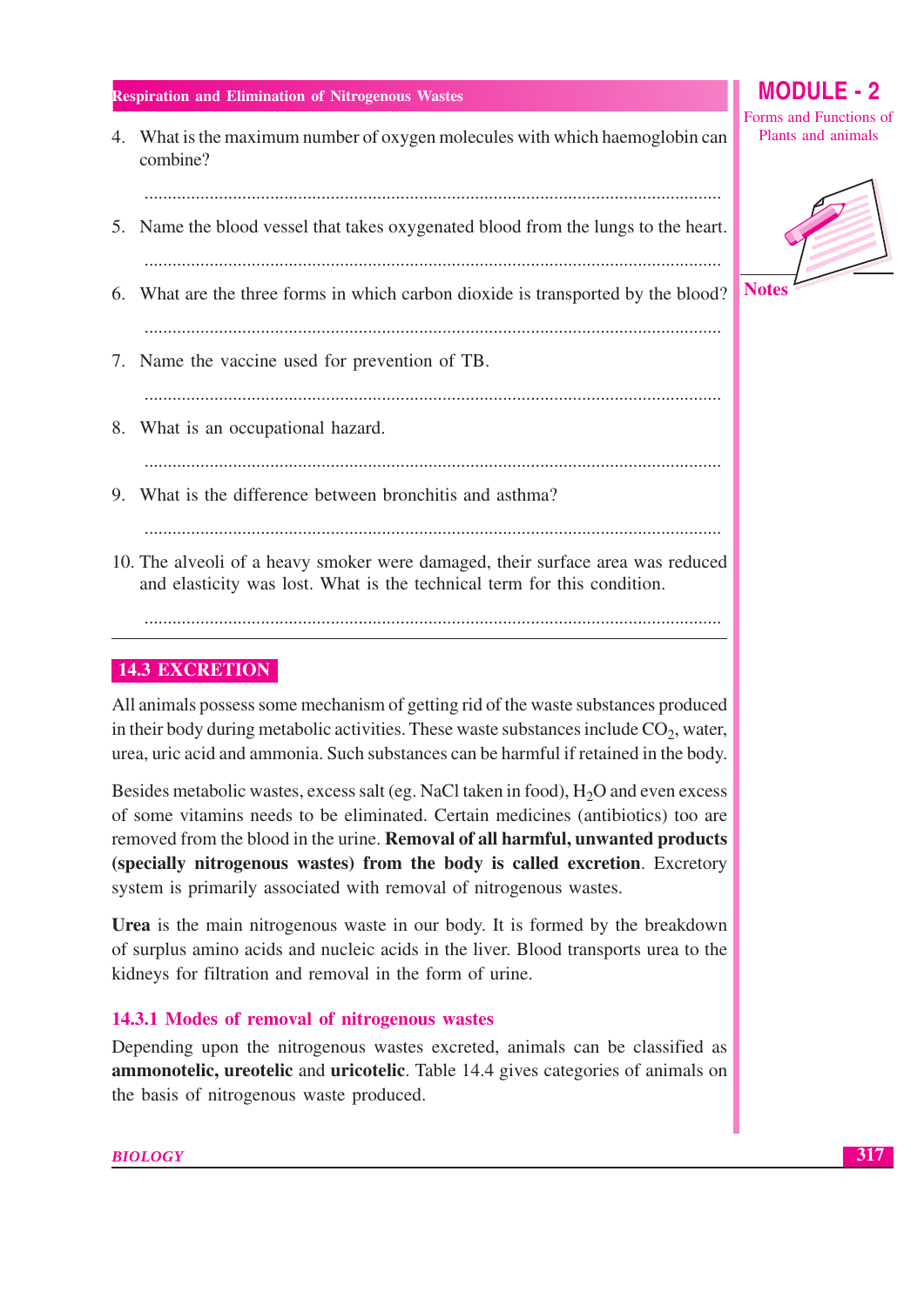4. What is the maximum number of oxygen molecules with which haemoglobin can combine?

 ..........................................................................................................................

5. Name the blood vessel that takes oxygenated blood from the lungs to the heart.

 ..........................................................................................................................

6. What are the three forms in which carbon dioxide is transported by the blood?

 ..........................................................................................................................

7. Name the vaccine used for prevention of TB.

 ..........................................................................................................................

8. What is an occupational hazard.

 ..........................................................................................................................

9. What is the difference between bronchitis and asthma?

 ..........................................................................................................................

10. The alveoli of a heavy smoker were damaged, their surface area was reduced and elasticity was lost. What is the technical term for this condition.

 ..........................................................................................................................

## 14.3 EXCRETION

All animals possess some mechanism of getting rid of the waste substances produced in their body during metabolic activities. These waste substances include $CO_2$, water, urea, uric acid and ammonia. Such substances can be harmful if retained in the body.

Besides metabolic wastes, excess salt (eg. NaCl taken in food), $H_2O$ and even excess of some vitamins needs to be eliminated. Certain medicines (antibiotics) too are removed from the blood in the urine. **Removal of all harmful, unwanted products (specially nitrogenous wastes) from the body is called excretion**. Excretory system is primarily associated with removal of nitrogenous wastes.

**Urea** is the main nitrogenous waste in our body. It is formed by the breakdown of surplus amino acids and nucleic acids in the liver. Blood transports urea to the kidneys for filtration and removal in the form of urine.

### 14.3.1 Modes of removal of nitrogenous wastes

Depending upon the nitrogenous wastes excreted, animals can be classified as **ammonotelic, ureotelic** and **uricotelic**. Table 14.4 gives categories of animals on the basis of nitrogenous waste produced.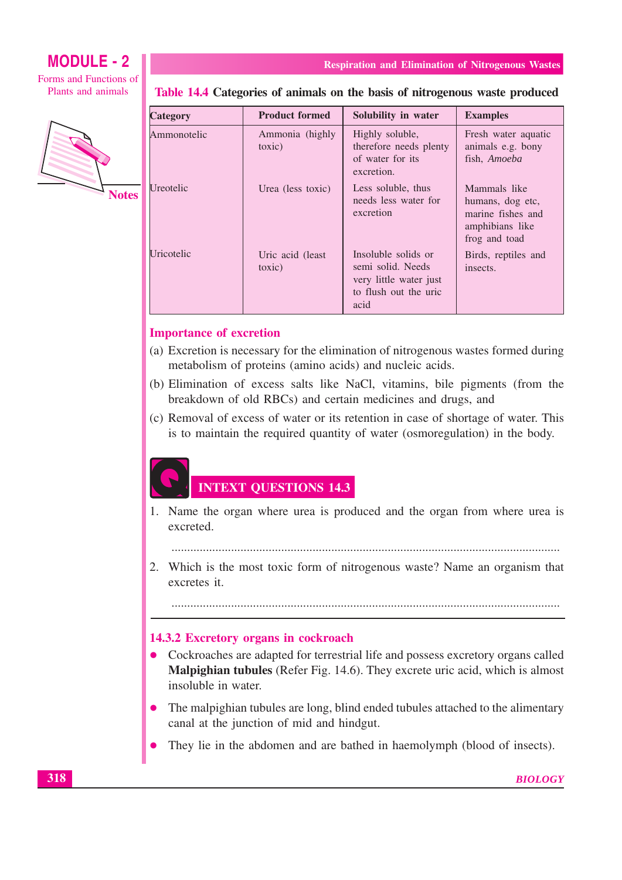**Table 14.4** Categories of animals on the basis of nitrogenous waste produced

| Category | Product formed | Solubility in water | Examples |
|---|---|---|---|
| Ammonotelic | Ammonia (highly toxic) | Highly soluble, therefore needs plenty of water for its excretion. | Fresh water aquatic animals e.g. bony fish, *Amoeba* |
| Ureotelic | Urea (less toxic) | Less soluble, thus needs less water for excretion | Mammals like humans, dog etc, marine fishes and amphibians like frog and toad |
| Uricotelic | Uric acid (least toxic) | Insoluble solids or semi solid. Needs very little water just to flush out the uric acid | Birds, reptiles and insects. |

## Importance of excretion

(a) Excretion is necessary for the elimination of nitrogenous wastes formed during metabolism of proteins (amino acids) and nucleic acids.

(b) Elimination of excess salts like NaCl, vitamins, bile pigments (from the breakdown of old RBCs) and certain medicines and drugs, and

(c) Removal of excess of water or its retention in case of shortage of water. This is to maintain the required quantity of water (osmoregulation) in the body.

## INTEXT QUESTIONS 14.3

1. Name the organ where urea is produced and the organ from where urea is excreted.

   ..........................................................................................................................

2. Which is the most toxic form of nitrogenous waste? Name an organism that excretes it.

   ..........................................................................................................................

## 14.3.2 Excretory organs in cockroach

- Cockroaches are adapted for terrestrial life and possess excretory organs called **Malpighian tubules** (Refer Fig. 14.6). They excrete uric acid, which is almost insoluble in water.
- The malpighian tubules are long, blind ended tubules attached to the alimentary canal at the junction of mid and hindgut.
- They lie in the abdomen and are bathed in haemolymph (blood of insects).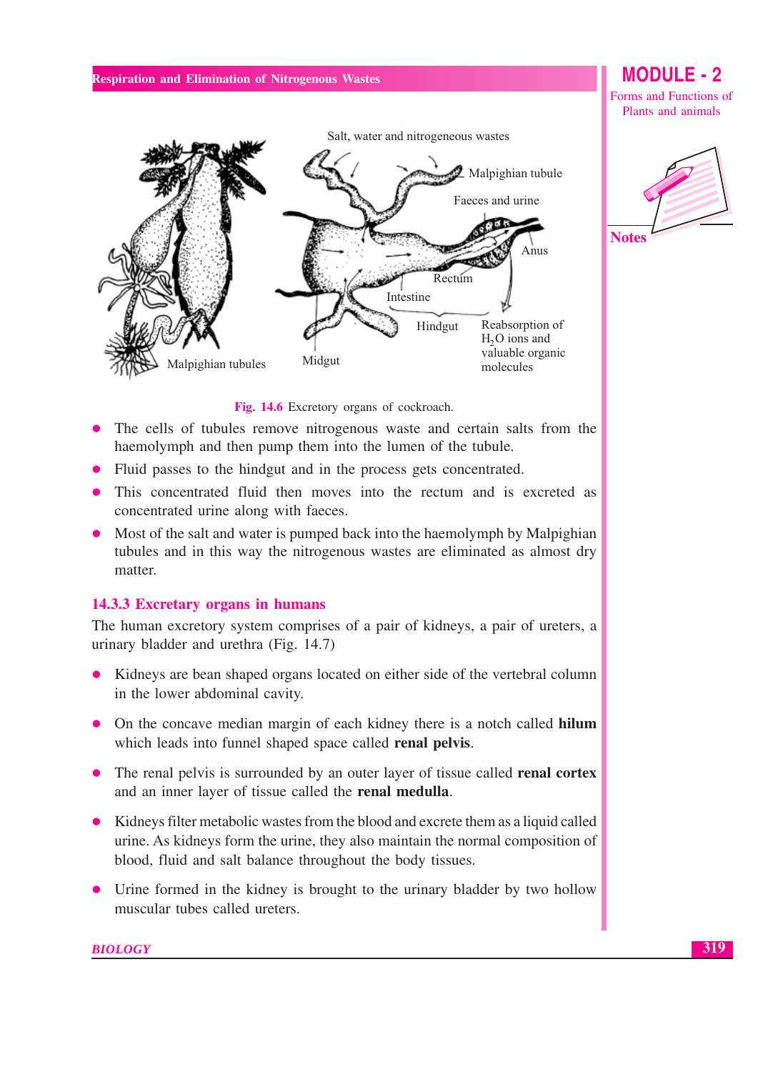Fig. 14.6 Excretory organs of cockroach.

- The cells of tubules remove nitrogenous waste and certain salts from the haemolymph and then pump them into the lumen of the tubule.
- Fluid passes to the hindgut and in the process gets concentrated.
- This concentrated fluid then moves into the rectum and is excreted as concentrated urine along with faeces.
- Most of the salt and water is pumped back into the haemolymph by Malpighian tubules and in this way the nitrogenous wastes are eliminated as almost dry matter.

### 14.3.3 Excretary organs in humans

The human excretory system comprises of a pair of kidneys, a pair of ureters, a urinary bladder and urethra (Fig. 14.7)

- Kidneys are bean shaped organs located on either side of the vertebral column in the lower abdominal cavity.
- On the concave median margin of each kidney there is a notch called **hilum** which leads into funnel shaped space called **renal pelvis**.
- The renal pelvis is surrounded by an outer layer of tissue called **renal cortex** and an inner layer of tissue called the **renal medulla**.
- Kidneys filter metabolic wastes from the blood and excrete them as a liquid called urine. As kidneys form the urine, they also maintain the normal composition of blood, fluid and salt balance throughout the body tissues.
- Urine formed in the kidney is brought to the urinary bladder by two hollow muscular tubes called ureters.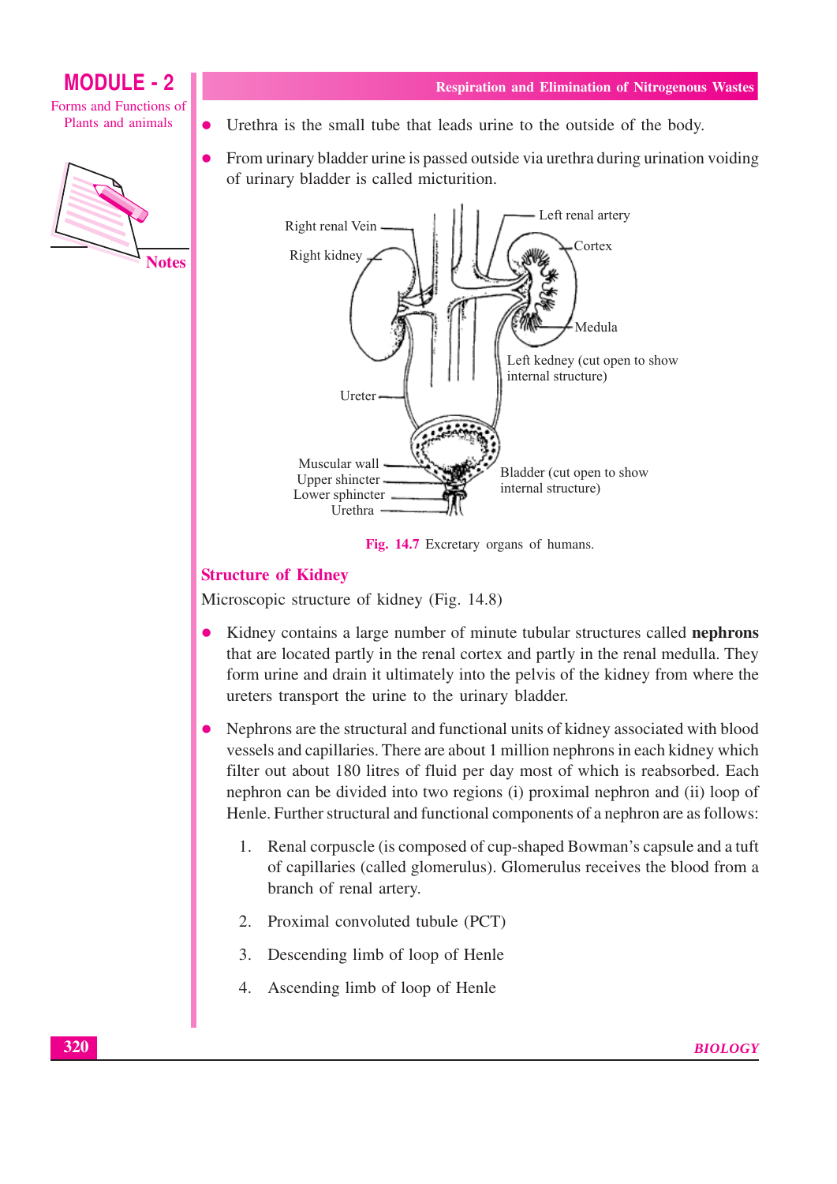- Urethra is the small tube that leads urine to the outside of the body.
- From urinary bladder urine is passed outside via urethra during urination voiding of urinary bladder is called micturition.

Fig. 14.7 Excretary organs of humans.

## Structure of Kidney

Microscopic structure of kidney (Fig. 14.8)

- Kidney contains a large number of minute tubular structures called **nephrons** that are located partly in the renal cortex and partly in the renal medulla. They form urine and drain it ultimately into the pelvis of the kidney from where the ureters transport the urine to the urinary bladder.
- Nephrons are the structural and functional units of kidney associated with blood vessels and capillaries. There are about 1 million nephrons in each kidney which filter out about 180 litres of fluid per day most of which is reabsorbed. Each nephron can be divided into two regions (i) proximal nephron and (ii) loop of Henle. Further structural and functional components of a nephron are as follows:

  1. Renal corpuscle (is composed of cup-shaped Bowman's capsule and a tuft of capillaries (called glomerulus). Glomerulus receives the blood from a branch of renal artery.
  2. Proximal convoluted tubule (PCT)
  3. Descending limb of loop of Henle
  4. Ascending limb of loop of Henle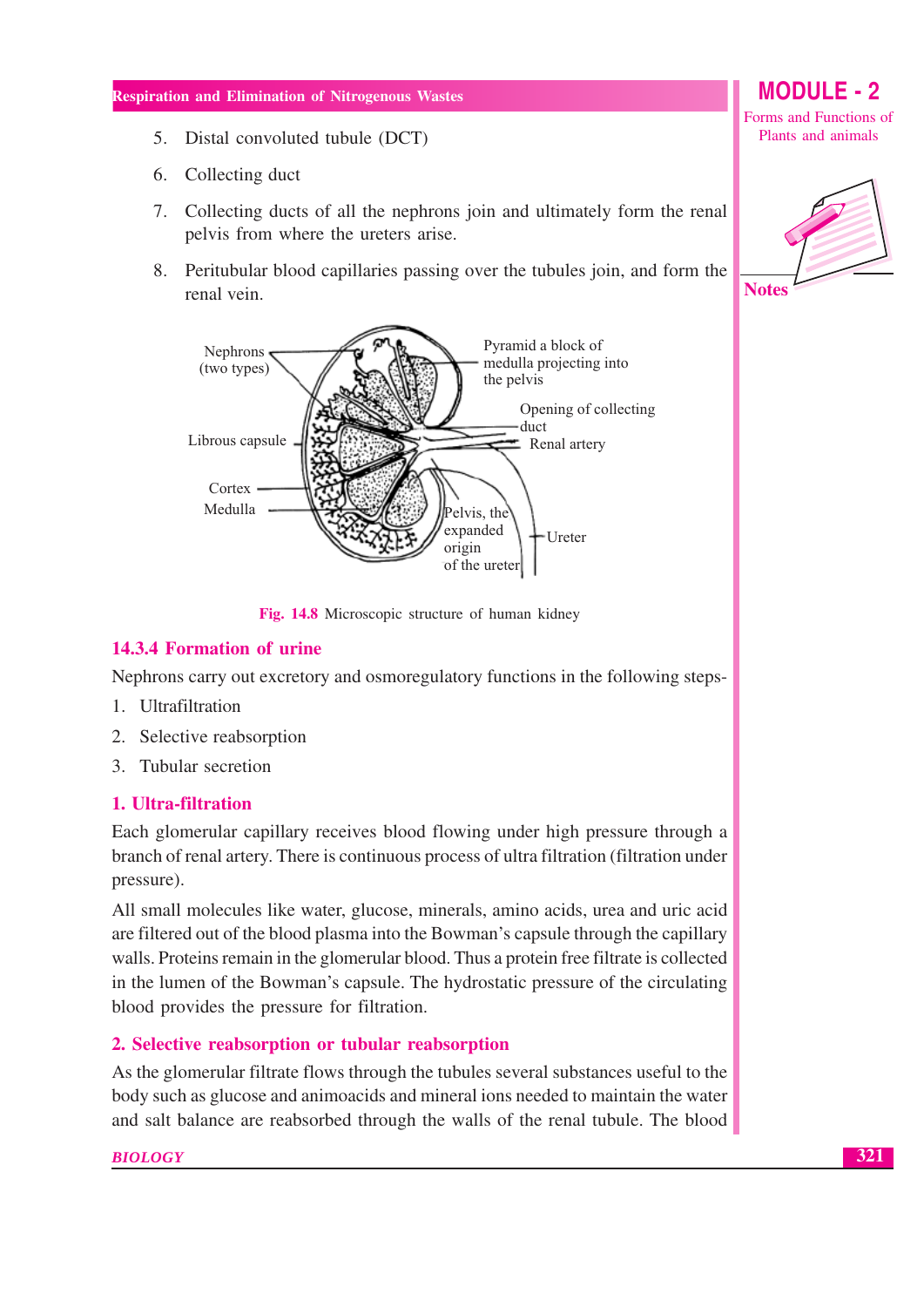5. Distal convoluted tubule (DCT)
6. Collecting duct
7. Collecting ducts of all the nephrons join and ultimately form the renal pelvis from where the ureters arise.
8. Peritubular blood capillaries passing over the tubules join, and form the renal vein.

Fig. 14.8 Microscopic structure of human kidney

### 14.3.4 Formation of urine

Nephrons carry out excretory and osmoregulatory functions in the following steps-

1. Ultrafiltration
2. Selective reabsorption
3. Tubular secretion

#### 1. Ultra-filtration

Each glomerular capillary receives blood flowing under high pressure through a branch of renal artery. There is continuous process of ultra filtration (filtration under pressure).

All small molecules like water, glucose, minerals, amino acids, urea and uric acid are filtered out of the blood plasma into the Bowman's capsule through the capillary walls. Proteins remain in the glomerular blood. Thus a protein free filtrate is collected in the lumen of the Bowman's capsule. The hydrostatic pressure of the circulating blood provides the pressure for filtration.

#### 2. Selective reabsorption or tubular reabsorption

As the glomerular filtrate flows through the tubules several substances useful to the body such as glucose and animoacids and mineral ions needed to maintain the water and salt balance are reabsorbed through the walls of the renal tubule. The blood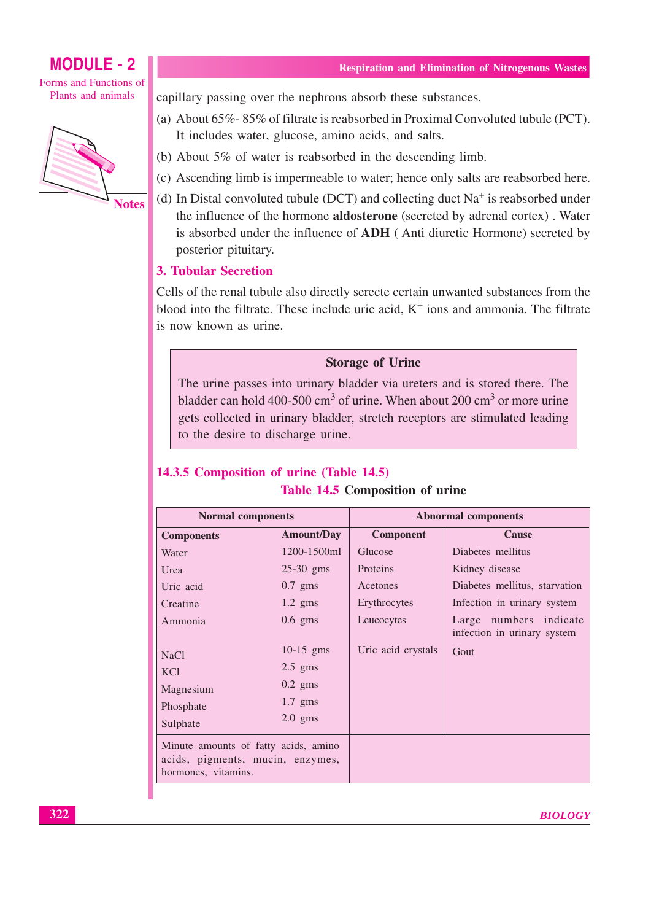capillary passing over the nephrons absorb these substances.

(a) About 65%- 85% of filtrate is reabsorbed in Proximal Convoluted tubule (PCT). It includes water, glucose, amino acids, and salts.

(b) About 5% of water is reabsorbed in the descending limb.

(c) Ascending limb is impermeable to water; hence only salts are reabsorbed here.

(d) In Distal convoluted tubule (DCT) and collecting duct $Na^+$ is reabsorbed under the influence of the hormone **aldosterone** (secreted by adrenal cortex) . Water is absorbed under the influence of **ADH** ( Anti diuretic Hormone) secreted by posterior pituitary.

### 3. Tubular Secretion

Cells of the renal tubule also directly serecte certain unwanted substances from the blood into the filtrate. These include uric acid, $K^+$ ions and ammonia. The filtrate is now known as urine.

> **Storage of Urine**
>
> The urine passes into urinary bladder via ureters and is stored there. The bladder can hold 400-500 $cm^3$ of urine. When about 200 $cm^3$ or more urine gets collected in urinary bladder, stretch receptors are stimulated leading to the desire to discharge urine.

## 14.3.5 Composition of urine (Table 14.5)

**Table 14.5 Composition of urine**

| Normal components | | Abnormal components | |
|---|---|---|---|
| **Components** | **Amount/Day** | **Component** | **Cause** |
| Water | 1200-1500ml | Glucose | Diabetes mellitus |
| Urea | 25-30 gms | Proteins | Kidney disease |
| Uric acid | 0.7 gms | Acetones | Diabetes mellitus, starvation |
| Creatine | 1.2 gms | Erythrocytes | Infection in urinary system |
| Ammonia | 0.6 gms | Leucocytes | Large numbers indicate infection in urinary system |
| NaCl | 10-15 gms | Uric acid crystals | Gout |
| KCl | 2.5 gms | | |
| Magnesium | 0.2 gms | | |
| Phosphate | 1.7 gms | | |
| Sulphate | 2.0 gms | | |
| Minute amounts of fatty acids, amino acids, pigments, mucin, enzymes, hormones, vitamins. | | | |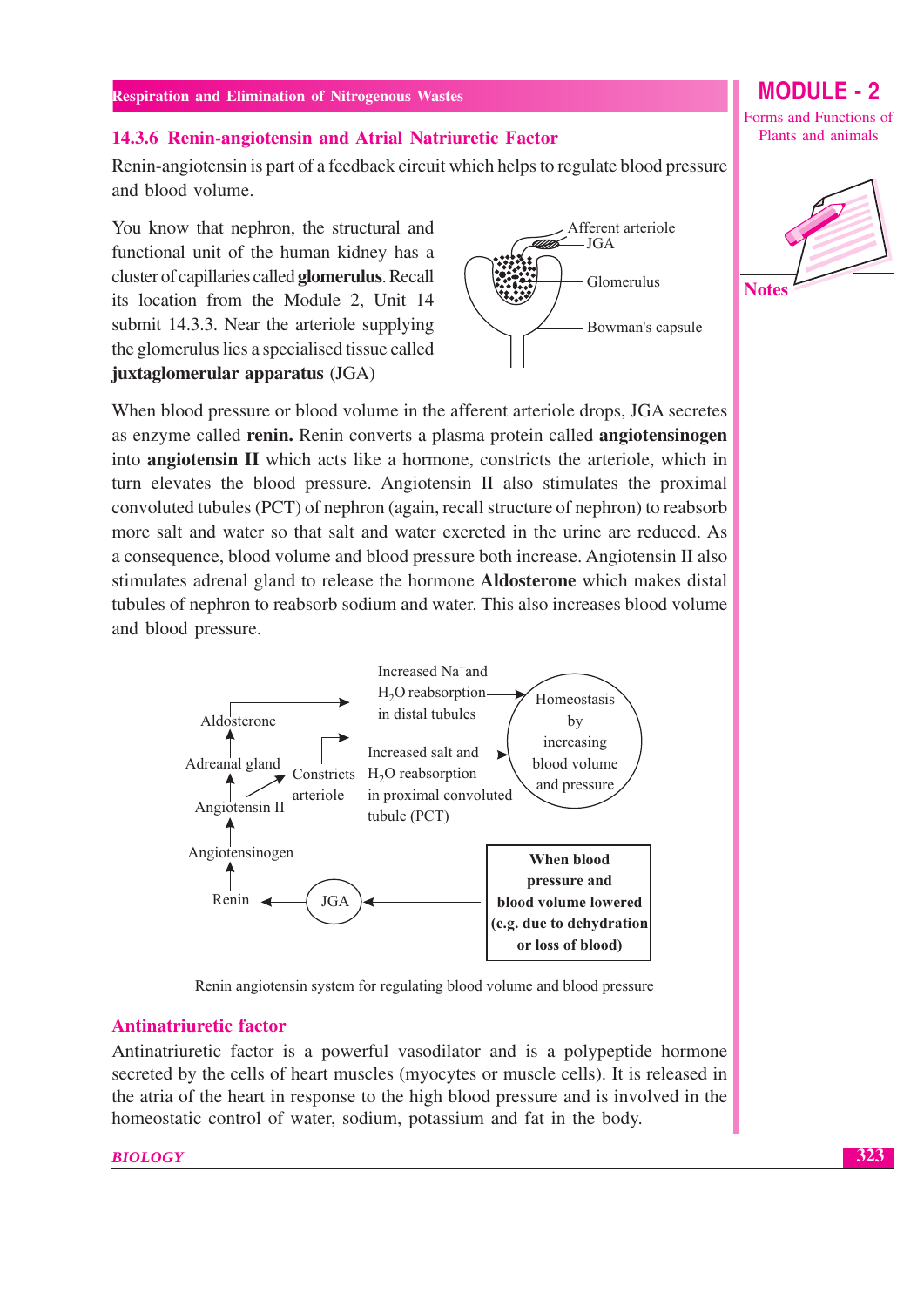### 14.3.6 Renin-angiotensin and Atrial Natriuretic Factor

Renin-angiotensin is part of a feedback circuit which helps to regulate blood pressure and blood volume.

You know that nephron, the structural and functional unit of the human kidney has a cluster of capillaries called **glomerulus**. Recall its location from the Module 2, Unit 14 submit 14.3.3. Near the arteriole supplying the glomerulus lies a specialised tissue called **juxtaglomerular apparatus** (JGA)

Afferent arteriole
JGA
Glomerulus
Bowman's capsule

When blood pressure or blood volume in the afferent arteriole drops, JGA secretes as enzyme called **renin.** Renin converts a plasma protein called **angiotensinogen** into **angiotensin II** which acts like a hormone, constricts the arteriole, which in turn elevates the blood pressure. Angiotensin II also stimulates the proximal convoluted tubules (PCT) of nephron (again, recall structure of nephron) to reabsorb more salt and water so that salt and water excreted in the urine are reduced. As a consequence, blood volume and blood pressure both increase. Angiotensin II also stimulates adrenal gland to release the hormone **Aldosterone** which makes distal tubules of nephron to reabsorb sodium and water. This also increases blood volume and blood pressure.

**When blood pressure and blood volume lowered (e.g. due to dehydration or loss of blood)** → JGA → Renin → Angiotensinogen → Angiotensin II

Angiotensin II → Constricts arteriole → Increased salt and $H_2O$ reabsorption in proximal convoluted tubule (PCT) → Homeostasis by increasing blood volume and pressure

Angiotensin II → Adreanal gland → Aldosterone → Increased $Na^+$ and $H_2O$ reabsorption in distal tubules → Homeostasis by increasing blood volume and pressure

Renin angiotensin system for regulating blood volume and blood pressure

### Antinatriuretic factor

Antinatriuretic factor is a powerful vasodilator and is a polypeptide hormone secreted by the cells of heart muscles (myocytes or muscle cells). It is released in the atria of the heart in response to the high blood pressure and is involved in the homeostatic control of water, sodium, potassium and fat in the body.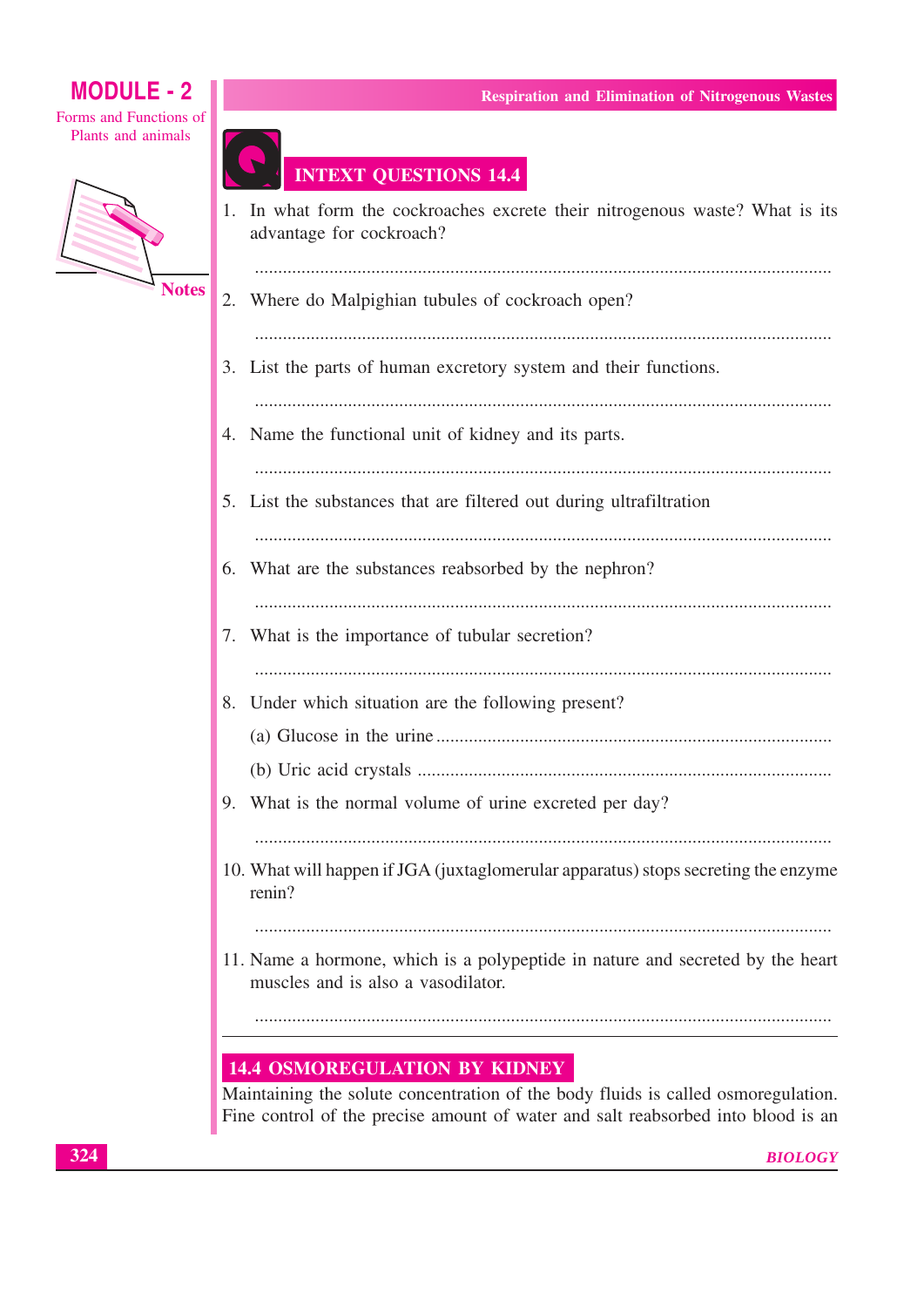## INTEXT QUESTIONS 14.4

1. In what form the cockroaches excrete their nitrogenous waste? What is its advantage for cockroach?

   ..........................................................................................................................

2. Where do Malpighian tubules of cockroach open?

   ..........................................................................................................................

3. List the parts of human excretory system and their functions.

   ..........................................................................................................................

4. Name the functional unit of kidney and its parts.

   ..........................................................................................................................

5. List the substances that are filtered out during ultrafiltration

   ..........................................................................................................................

6. What are the substances reabsorbed by the nephron?

   ..........................................................................................................................

7. What is the importance of tubular secretion?

   ..........................................................................................................................

8. Under which situation are the following present?

   (a) Glucose in the urine ....................................................................................

   (b) Uric acid crystals .......................................................................................

9. What is the normal volume of urine excreted per day?

   ..........................................................................................................................

10. What will happen if JGA (juxtaglomerular apparatus) stops secreting the enzyme renin?

    ..........................................................................................................................

11. Name a hormone, which is a polypeptide in nature and secreted by the heart muscles and is also a vasodilator.

    ..........................................................................................................................

## 14.4 OSMOREGULATION BY KIDNEY

Maintaining the solute concentration of the body fluids is called osmoregulation. Fine control of the precise amount of water and salt reabsorbed into blood is an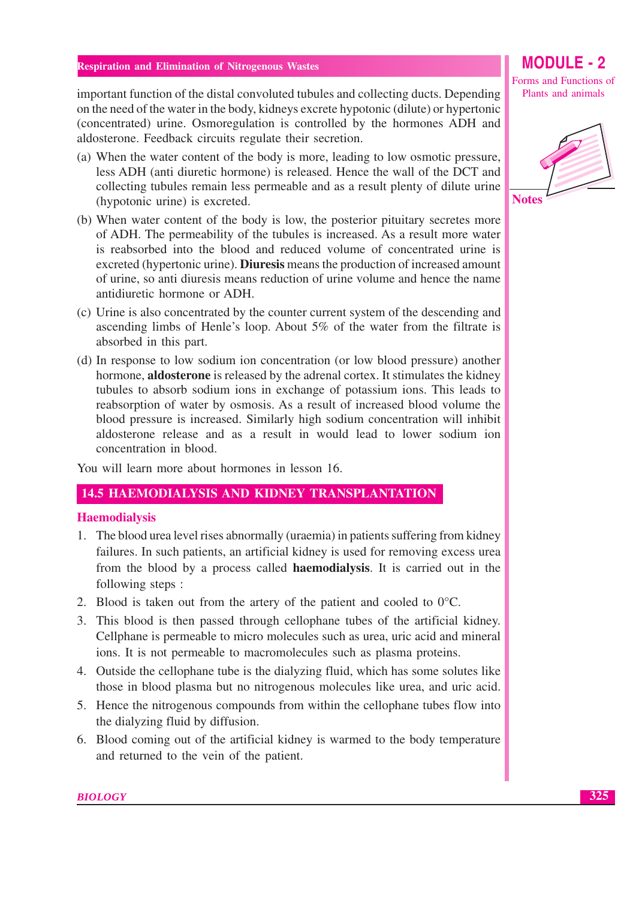important function of the distal convoluted tubules and collecting ducts. Depending on the need of the water in the body, kidneys excrete hypotonic (dilute) or hypertonic (concentrated) urine. Osmoregulation is controlled by the hormones ADH and aldosterone. Feedback circuits regulate their secretion.

(a) When the water content of the body is more, leading to low osmotic pressure, less ADH (anti diuretic hormone) is released. Hence the wall of the DCT and collecting tubules remain less permeable and as a result plenty of dilute urine (hypotonic urine) is excreted.

(b) When water content of the body is low, the posterior pituitary secretes more of ADH. The permeability of the tubules is increased. As a result more water is reabsorbed into the blood and reduced volume of concentrated urine is excreted (hypertonic urine). **Diuresis** means the production of increased amount of urine, so anti diuresis means reduction of urine volume and hence the name antidiuretic hormone or ADH.

(c) Urine is also concentrated by the counter current system of the descending and ascending limbs of Henle's loop. About 5% of the water from the filtrate is absorbed in this part.

(d) In response to low sodium ion concentration (or low blood pressure) another hormone, **aldosterone** is released by the adrenal cortex. It stimulates the kidney tubules to absorb sodium ions in exchange of potassium ions. This leads to reabsorption of water by osmosis. As a result of increased blood volume the blood pressure is increased. Similarly high sodium concentration will inhibit aldosterone release and as a result in would lead to lower sodium ion concentration in blood.

You will learn more about hormones in lesson 16.

## 14.5 HAEMODIALYSIS AND KIDNEY TRANSPLANTATION

### Haemodialysis

1. The blood urea level rises abnormally (uraemia) in patients suffering from kidney failures. In such patients, an artificial kidney is used for removing excess urea from the blood by a process called **haemodialysis**. It is carried out in the following steps :
2. Blood is taken out from the artery of the patient and cooled to 0°C.
3. This blood is then passed through cellophane tubes of the artificial kidney. Cellphane is permeable to micro molecules such as urea, uric acid and mineral ions. It is not permeable to macromolecules such as plasma proteins.
4. Outside the cellophane tube is the dialyzing fluid, which has some solutes like those in blood plasma but no nitrogenous molecules like urea, and uric acid.
5. Hence the nitrogenous compounds from within the cellophane tubes flow into the dialyzing fluid by diffusion.
6. Blood coming out of the artificial kidney is warmed to the body temperature and returned to the vein of the patient.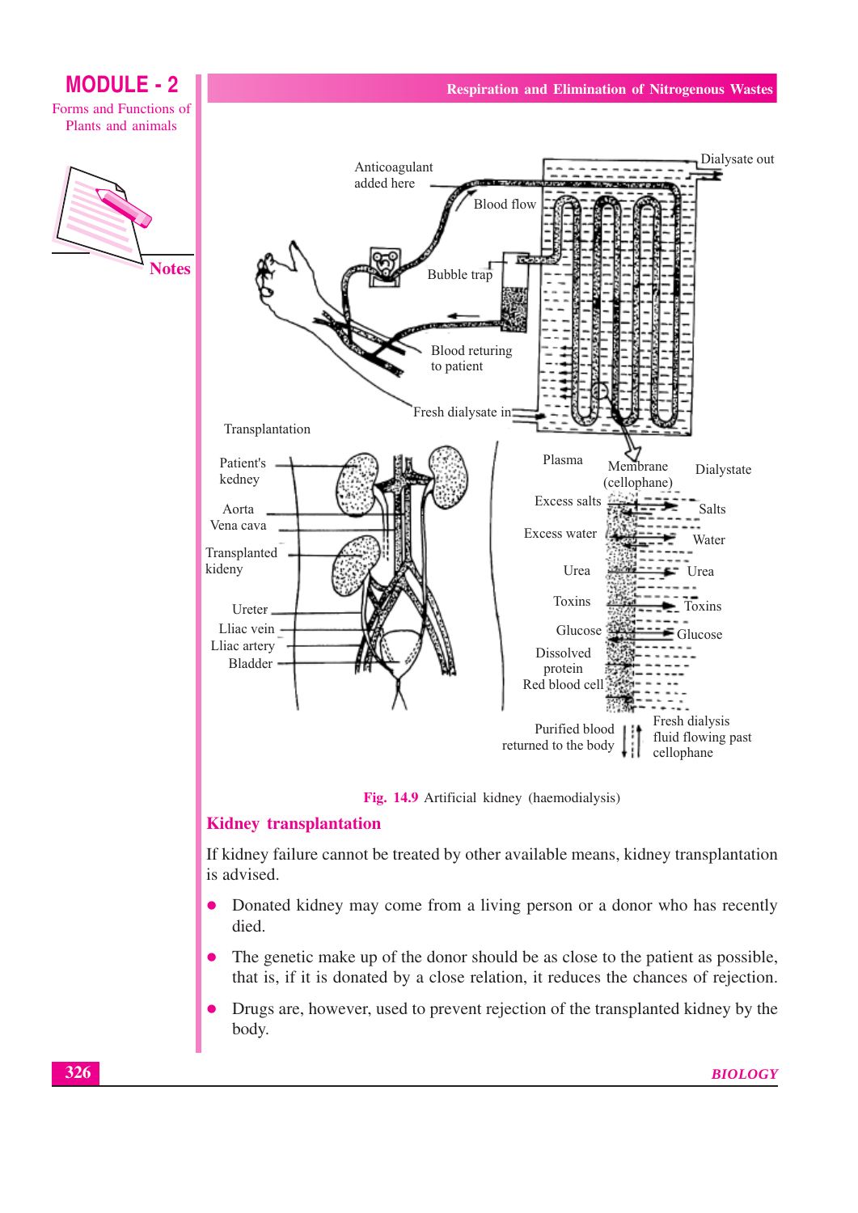Fig. 14.9 Artificial kidney (haemodialysis)

## Kidney transplantation

If kidney failure cannot be treated by other available means, kidney transplantation is advised.

- Donated kidney may come from a living person or a donor who has recently died.
- The genetic make up of the donor should be as close to the patient as possible, that is, if it is donated by a close relation, it reduces the chances of rejection.
- Drugs are, however, used to prevent rejection of the transplanted kidney by the body.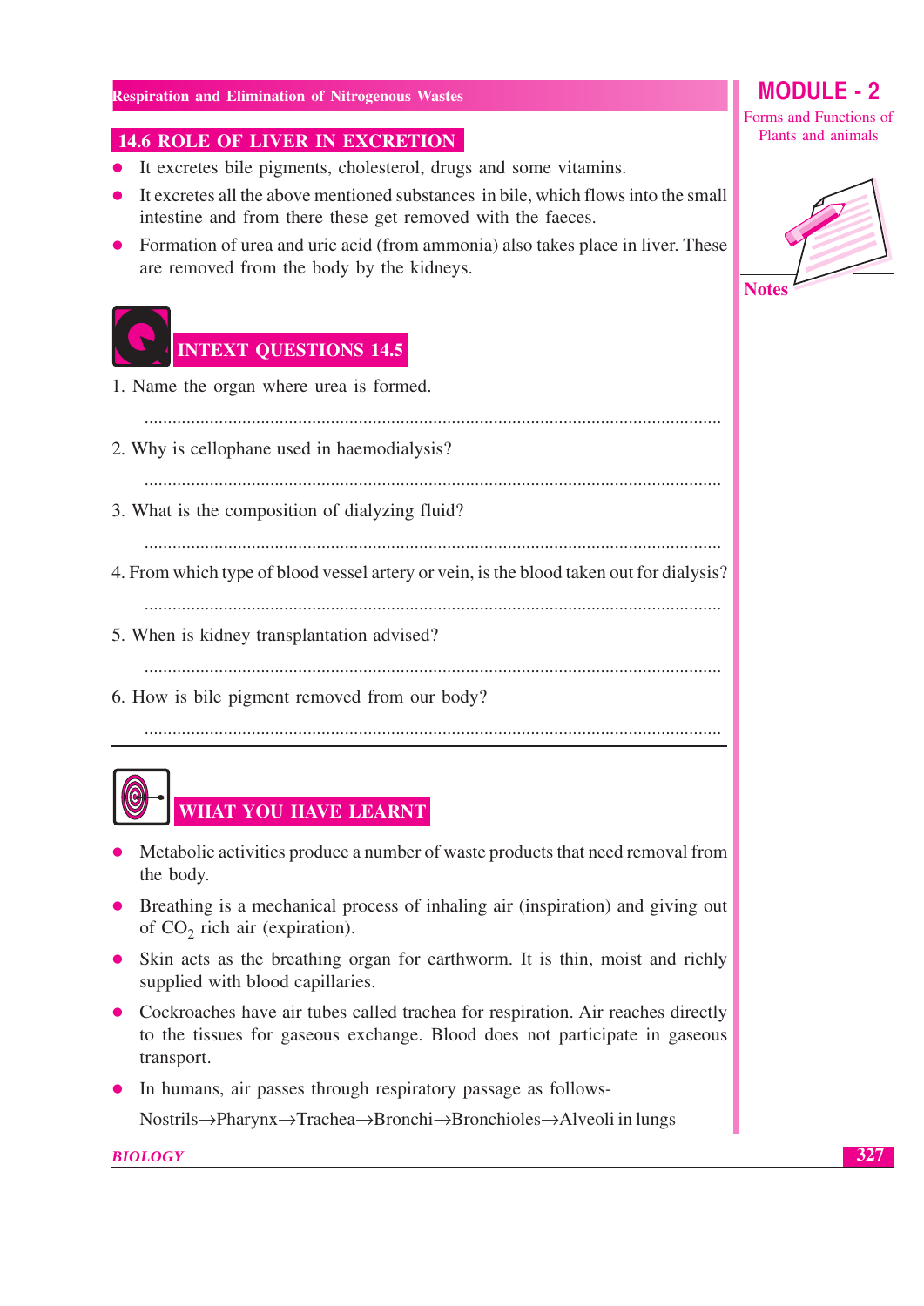## 14.6 ROLE OF LIVER IN EXCRETION

- It excretes bile pigments, cholesterol, drugs and some vitamins.
- It excretes all the above mentioned substances in bile, which flows into the small intestine and from there these get removed with the faeces.
- Formation of urea and uric acid (from ammonia) also takes place in liver. These are removed from the body by the kidneys.

## INTEXT QUESTIONS 14.5

1. Name the organ where urea is formed.

   ..........................................................................................................................

2. Why is cellophane used in haemodialysis?

   ..........................................................................................................................

3. What is the composition of dialyzing fluid?

   ..........................................................................................................................

4. From which type of blood vessel artery or vein, is the blood taken out for dialysis?

   ..........................................................................................................................

5. When is kidney transplantation advised?

   ..........................................................................................................................

6. How is bile pigment removed from our body?

   ..........................................................................................................................

## WHAT YOU HAVE LEARNT

- Metabolic activities produce a number of waste products that need removal from the body.
- Breathing is a mechanical process of inhaling air (inspiration) and giving out of $CO_2$ rich air (expiration).
- Skin acts as the breathing organ for earthworm. It is thin, moist and richly supplied with blood capillaries.
- Cockroaches have air tubes called trachea for respiration. Air reaches directly to the tissues for gaseous exchange. Blood does not participate in gaseous transport.
- In humans, air passes through respiratory passage as follows-

  Nostrils→Pharynx→Trachea→Bronchi→Bronchioles→Alveoli in lungs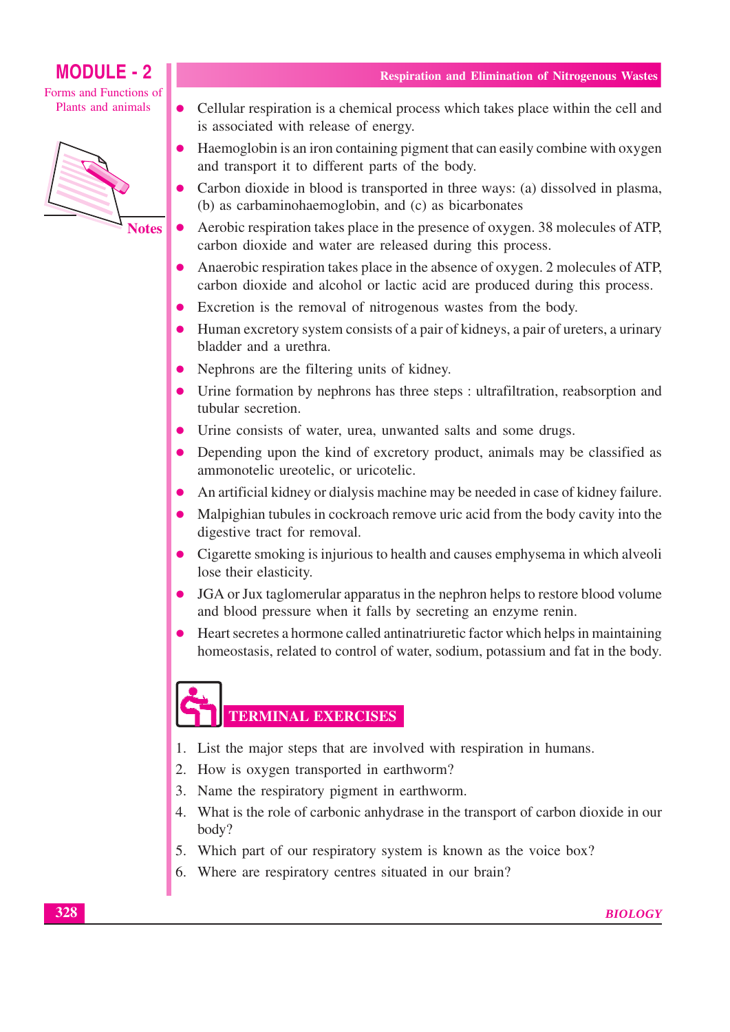- Cellular respiration is a chemical process which takes place within the cell and is associated with release of energy.
- Haemoglobin is an iron containing pigment that can easily combine with oxygen and transport it to different parts of the body.
- Carbon dioxide in blood is transported in three ways: (a) dissolved in plasma, (b) as carbaminohaemoglobin, and (c) as bicarbonates
- Aerobic respiration takes place in the presence of oxygen. 38 molecules of ATP, carbon dioxide and water are released during this process.
- Anaerobic respiration takes place in the absence of oxygen. 2 molecules of ATP, carbon dioxide and alcohol or lactic acid are produced during this process.
- Excretion is the removal of nitrogenous wastes from the body.
- Human excretory system consists of a pair of kidneys, a pair of ureters, a urinary bladder and a urethra.
- Nephrons are the filtering units of kidney.
- Urine formation by nephrons has three steps : ultrafiltration, reabsorption and tubular secretion.
- Urine consists of water, urea, unwanted salts and some drugs.
- Depending upon the kind of excretory product, animals may be classified as ammonotelic ureotelic, or uricotelic.
- An artificial kidney or dialysis machine may be needed in case of kidney failure.
- Malpighian tubules in cockroach remove uric acid from the body cavity into the digestive tract for removal.
- Cigarette smoking is injurious to health and causes emphysema in which alveoli lose their elasticity.
- JGA or Jux taglomerular apparatus in the nephron helps to restore blood volume and blood pressure when it falls by secreting an enzyme renin.
- Heart secretes a hormone called antinatriuretic factor which helps in maintaining homeostasis, related to control of water, sodium, potassium and fat in the body.

## TERMINAL EXERCISES

1. List the major steps that are involved with respiration in humans.
2. How is oxygen transported in earthworm?
3. Name the respiratory pigment in earthworm.
4. What is the role of carbonic anhydrase in the transport of carbon dioxide in our body?
5. Which part of our respiratory system is known as the voice box?
6. Where are respiratory centres situated in our brain?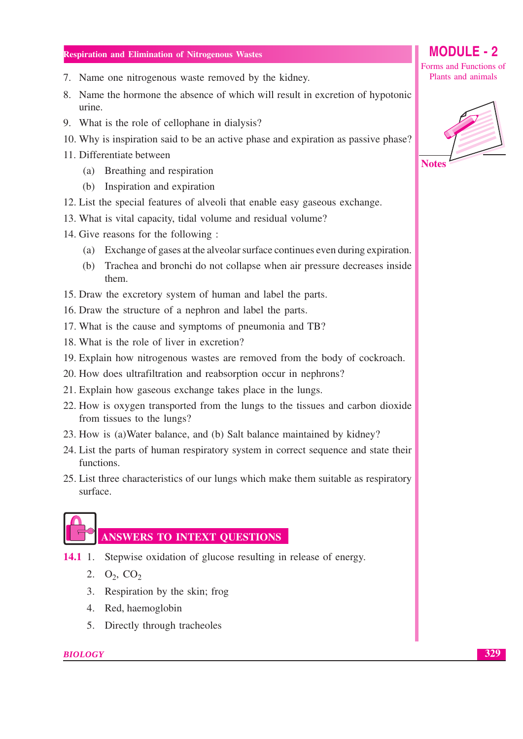7. Name one nitrogenous waste removed by the kidney.
8. Name the hormone the absence of which will result in excretion of hypotonic urine.
9. What is the role of cellophane in dialysis?
10. Why is inspiration said to be an active phase and expiration as passive phase?
11. Differentiate between
    - (a) Breathing and respiration
    - (b) Inspiration and expiration
12. List the special features of alveoli that enable easy gaseous exchange.
13. What is vital capacity, tidal volume and residual volume?
14. Give reasons for the following :
    - (a) Exchange of gases at the alveolar surface continues even during expiration.
    - (b) Trachea and bronchi do not collapse when air pressure decreases inside them.
15. Draw the excretory system of human and label the parts.
16. Draw the structure of a nephron and label the parts.
17. What is the cause and symptoms of pneumonia and TB?
18. What is the role of liver in excretion?
19. Explain how nitrogenous wastes are removed from the body of cockroach.
20. How does ultrafiltration and reabsorption occur in nephrons?
21. Explain how gaseous exchange takes place in the lungs.
22. How is oxygen transported from the lungs to the tissues and carbon dioxide from tissues to the lungs?
23. How is (a)Water balance, and (b) Salt balance maintained by kidney?
24. List the parts of human respiratory system in correct sequence and state their functions.
25. List three characteristics of our lungs which make them suitable as respiratory surface.

## ANSWERS TO INTEXT QUESTIONS

**14.1**
1. Stepwise oxidation of glucose resulting in release of energy.
2. $O_2$, $CO_2$
3. Respiration by the skin; frog
4. Red, haemoglobin
5. Directly through tracheoles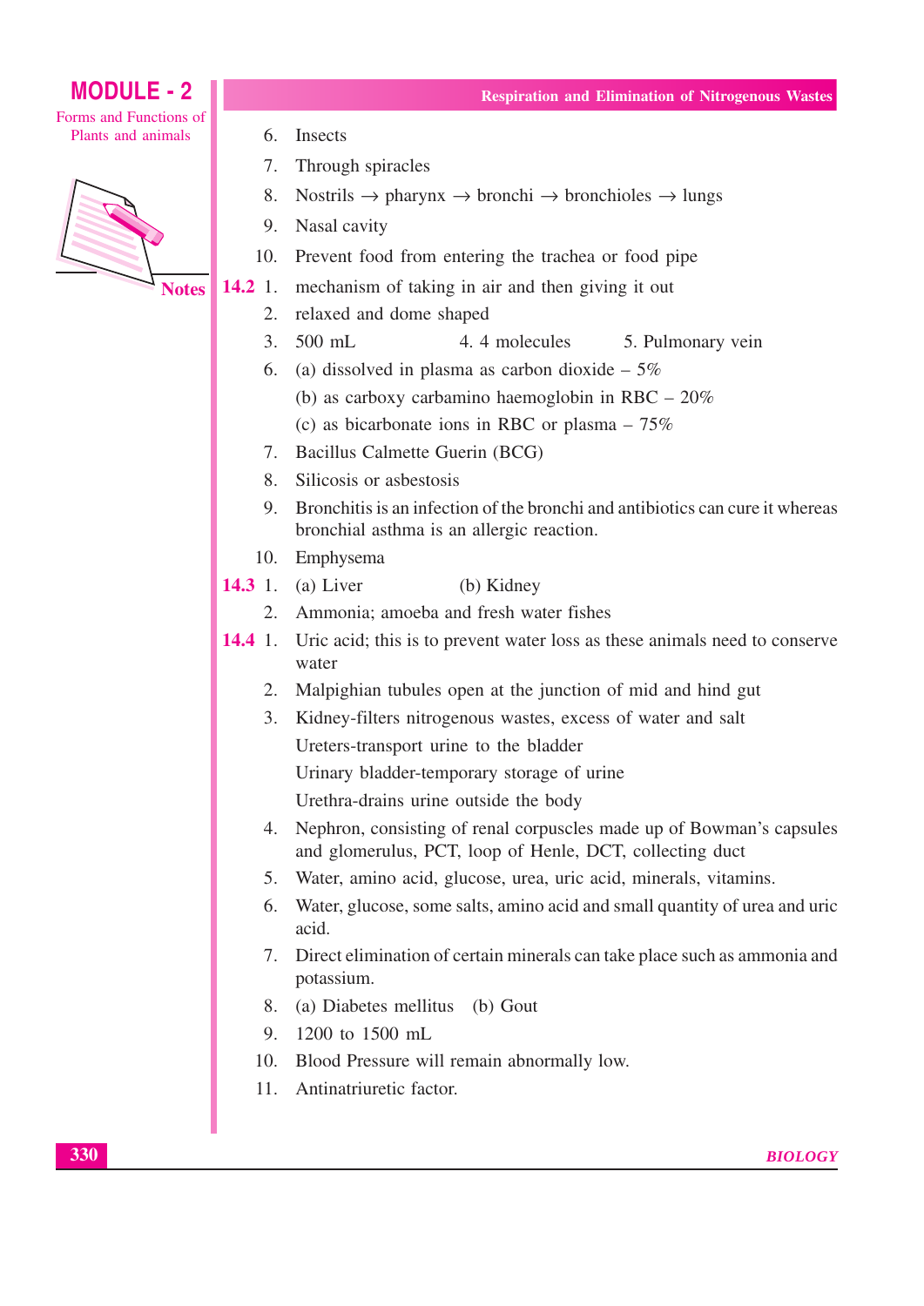6. Insects
7. Through spiracles
8. Nostrils → pharynx → bronchi → bronchioles → lungs
9. Nasal cavity
10. Prevent food from entering the trachea or food pipe

**14.2** 1. mechanism of taking in air and then giving it out

2. relaxed and dome shaped
3. 500 mL   4. 4 molecules   5. Pulmonary vein
6. (a) dissolved in plasma as carbon dioxide – 5%

   (b) as carboxy carbamino haemoglobin in RBC – 20%

   (c) as bicarbonate ions in RBC or plasma – 75%
7. Bacillus Calmette Guerin (BCG)
8. Silicosis or asbestosis
9. Bronchitis is an infection of the bronchi and antibiotics can cure it whereas bronchial asthma is an allergic reaction.
10. Emphysema

**14.3** 1. (a) Liver   (b) Kidney

2. Ammonia; amoeba and fresh water fishes

**14.4** 1. Uric acid; this is to prevent water loss as these animals need to conserve water

2. Malpighian tubules open at the junction of mid and hind gut
3. Kidney-filters nitrogenous wastes, excess of water and salt

   Ureters-transport urine to the bladder

   Urinary bladder-temporary storage of urine

   Urethra-drains urine outside the body
4. Nephron, consisting of renal corpuscles made up of Bowman's capsules and glomerulus, PCT, loop of Henle, DCT, collecting duct
5. Water, amino acid, glucose, urea, uric acid, minerals, vitamins.
6. Water, glucose, some salts, amino acid and small quantity of urea and uric acid.
7. Direct elimination of certain minerals can take place such as ammonia and potassium.
8. (a) Diabetes mellitus   (b) Gout
9. 1200 to 1500 mL
10. Blood Pressure will remain abnormally low.
11. Antinatriuretic factor.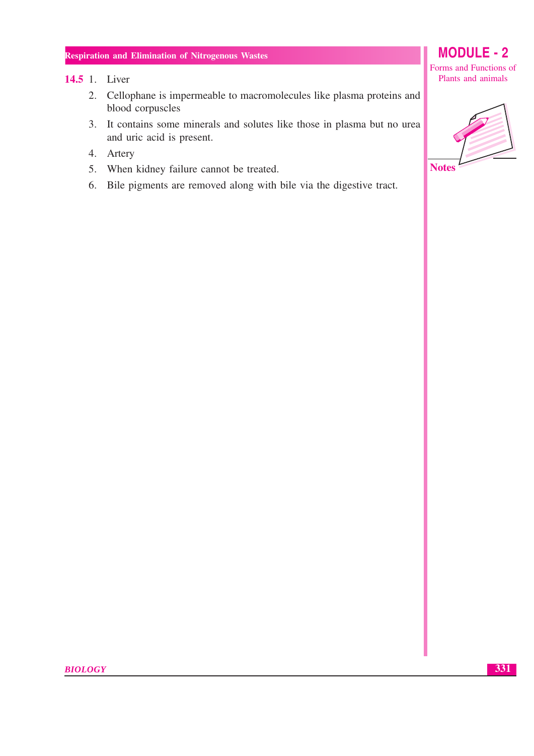**14.5** 1. Liver

2. Cellophane is impermeable to macromolecules like plasma proteins and blood corpuscles

3. It contains some minerals and solutes like those in plasma but no urea and uric acid is present.

4. Artery

5. When kidney failure cannot be treated.

6. Bile pigments are removed along with bile via the digestive tract.